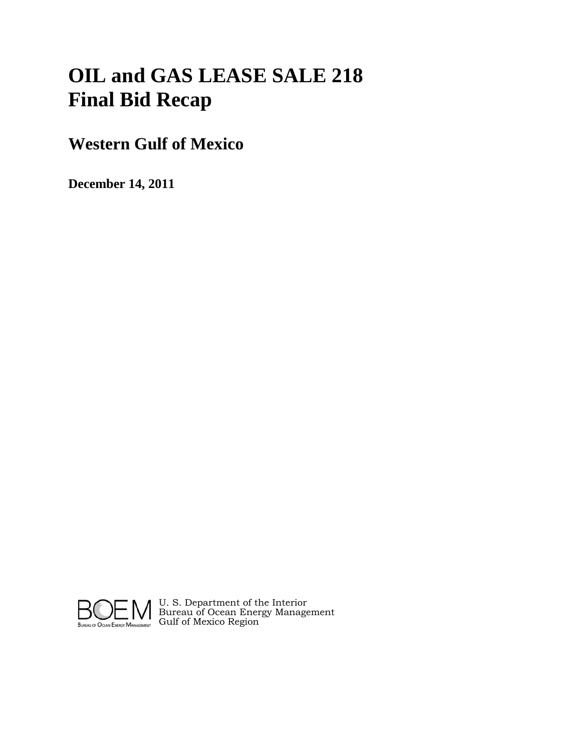# OIL and GAS LEASE SALE 218
# Final Bid Recap

## Western Gulf of Mexico

**December 14, 2011**

BOEM
Bureau of Ocean Energy Management

U. S. Department of the Interior
Bureau of Ocean Energy Management
Gulf of Mexico Region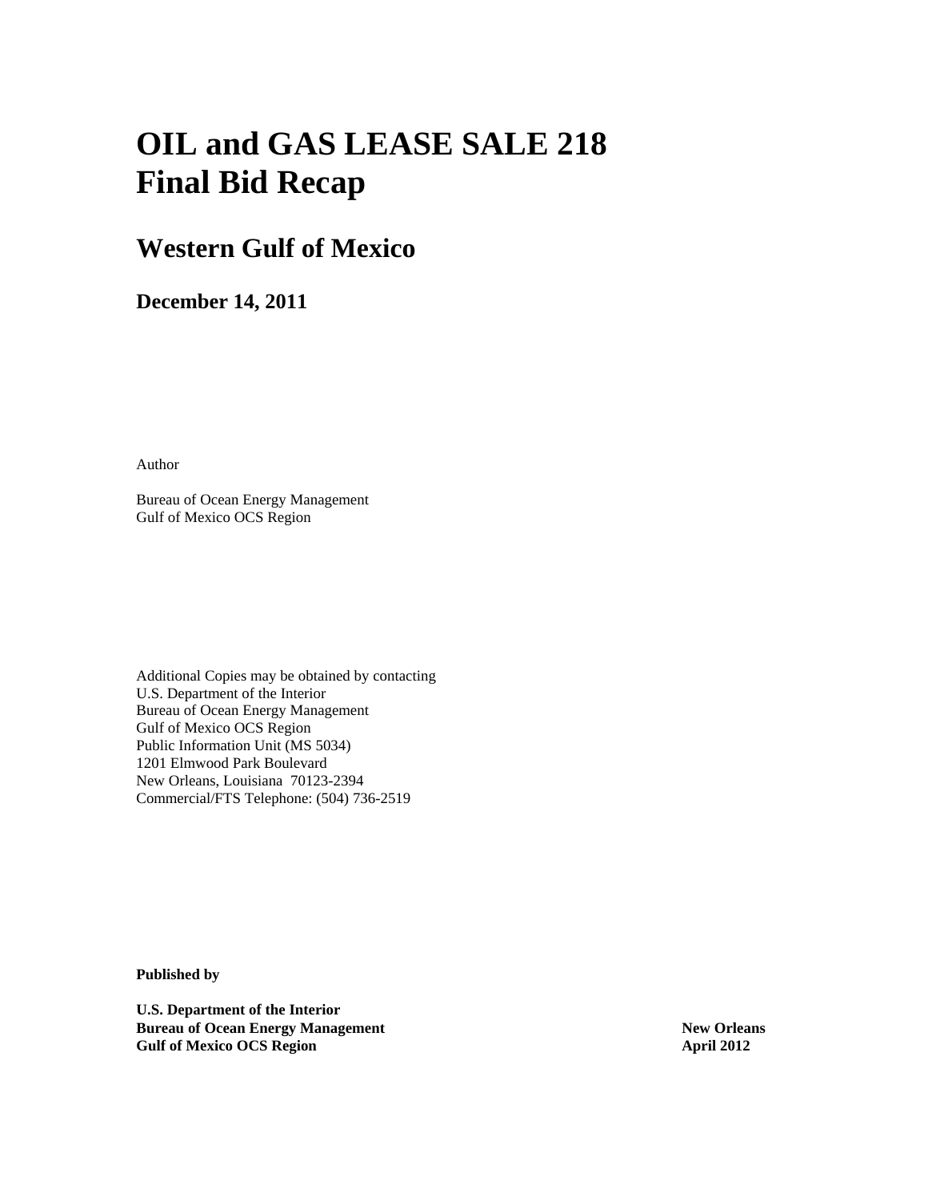# OIL and GAS LEASE SALE 218
# Final Bid Recap

## Western Gulf of Mexico

### December 14, 2011

Author

Bureau of Ocean Energy Management
Gulf of Mexico OCS Region

Additional Copies may be obtained by contacting
U.S. Department of the Interior
Bureau of Ocean Energy Management
Gulf of Mexico OCS Region
Public Information Unit (MS 5034)
1201 Elmwood Park Boulevard
New Orleans, Louisiana 70123-2394
Commercial/FTS Telephone: (504) 736-2519

**Published by**

**U.S. Department of the Interior**
**Bureau of Ocean Energy Management**
**Gulf of Mexico OCS Region**

**New Orleans**
**April 2012**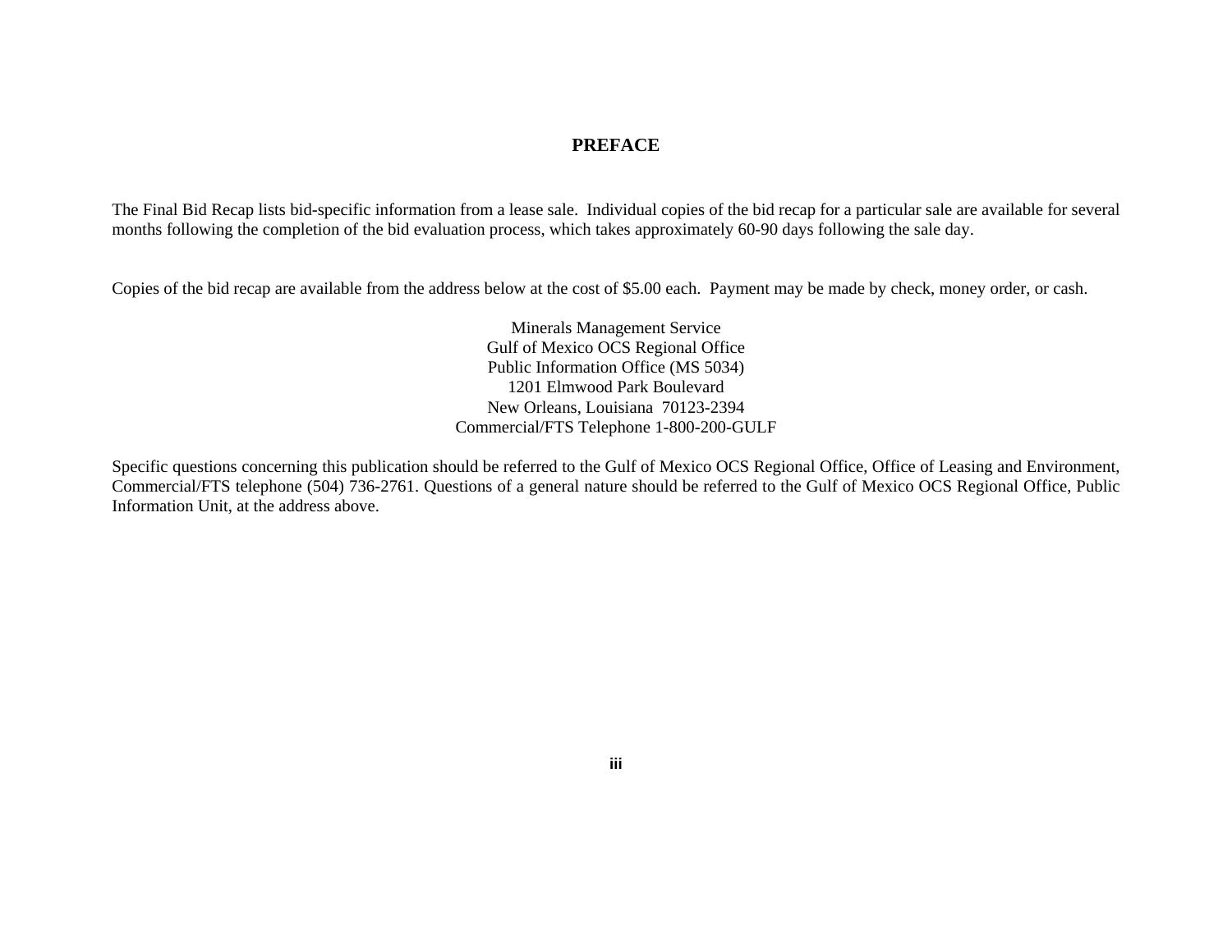# PREFACE

The Final Bid Recap lists bid-specific information from a lease sale. Individual copies of the bid recap for a particular sale are available for several months following the completion of the bid evaluation process, which takes approximately 60-90 days following the sale day.

Copies of the bid recap are available from the address below at the cost of $5.00 each. Payment may be made by check, money order, or cash.

Minerals Management Service
Gulf of Mexico OCS Regional Office
Public Information Office (MS 5034)
1201 Elmwood Park Boulevard
New Orleans, Louisiana 70123-2394
Commercial/FTS Telephone 1-800-200-GULF

Specific questions concerning this publication should be referred to the Gulf of Mexico OCS Regional Office, Office of Leasing and Environment, Commercial/FTS telephone (504) 736-2761. Questions of a general nature should be referred to the Gulf of Mexico OCS Regional Office, Public Information Unit, at the address above.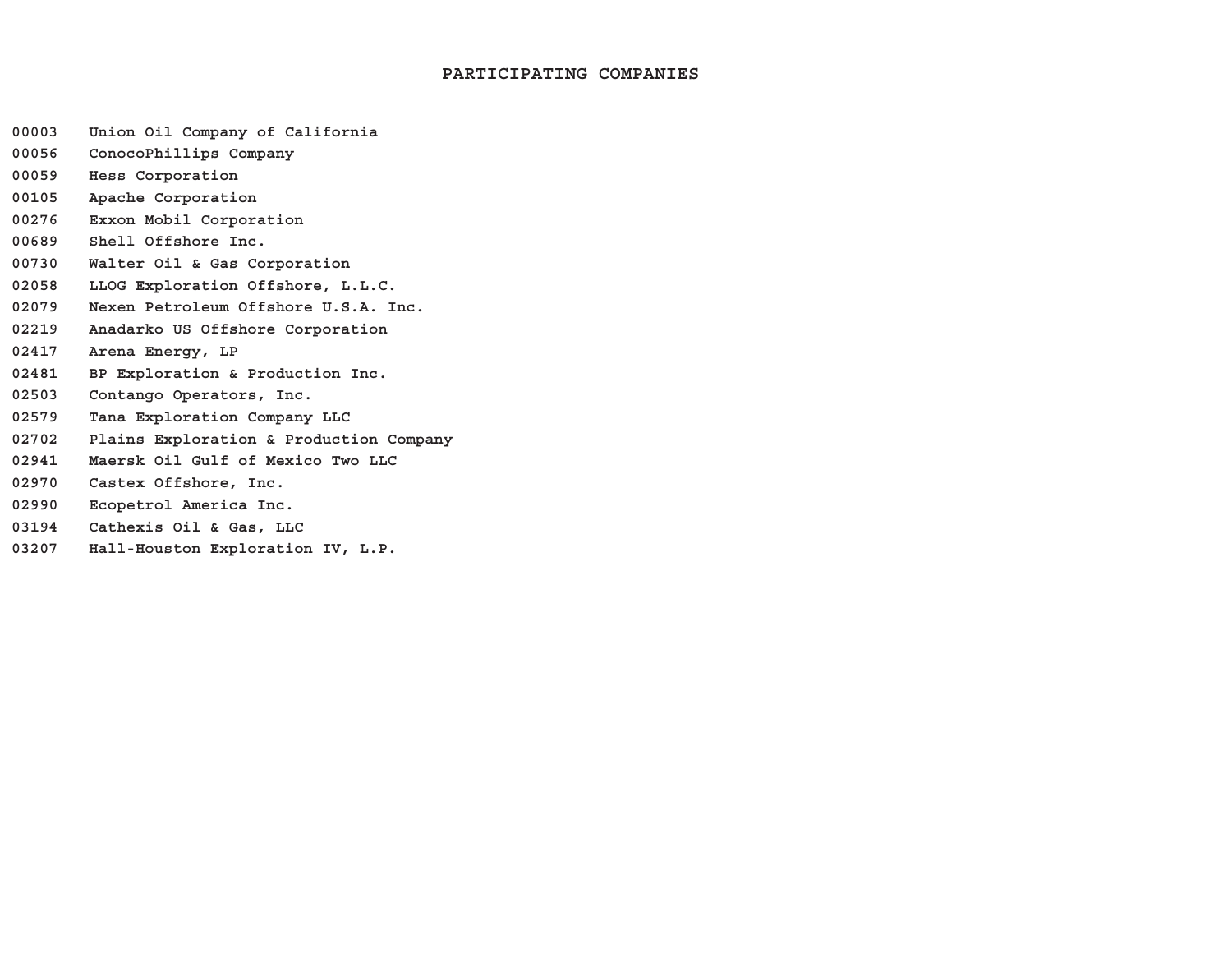# PARTICIPATING COMPANIES

| | |
|---|---|
| 00003 | Union Oil Company of California |
| 00056 | ConocoPhillips Company |
| 00059 | Hess Corporation |
| 00105 | Apache Corporation |
| 00276 | Exxon Mobil Corporation |
| 00689 | Shell Offshore Inc. |
| 00730 | Walter Oil & Gas Corporation |
| 02058 | LLOG Exploration Offshore, L.L.C. |
| 02079 | Nexen Petroleum Offshore U.S.A. Inc. |
| 02219 | Anadarko US Offshore Corporation |
| 02417 | Arena Energy, LP |
| 02481 | BP Exploration & Production Inc. |
| 02503 | Contango Operators, Inc. |
| 02579 | Tana Exploration Company LLC |
| 02702 | Plains Exploration & Production Company |
| 02941 | Maersk Oil Gulf of Mexico Two LLC |
| 02970 | Castex Offshore, Inc. |
| 02990 | Ecopetrol America Inc. |
| 03194 | Cathexis Oil & Gas, LLC |
| 03207 | Hall-Houston Exploration IV, L.P. |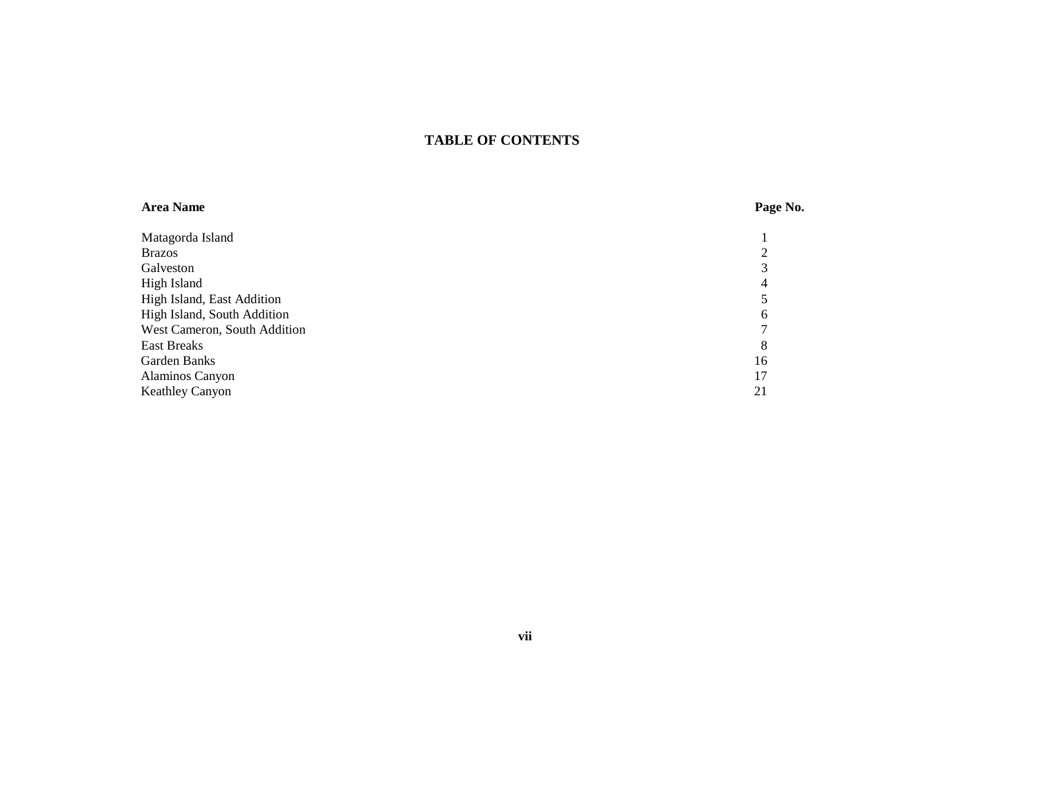# TABLE OF CONTENTS

| Area Name | Page No. |
|---|---|
| Matagorda Island | 1 |
| Brazos | 2 |
| Galveston | 3 |
| High Island | 4 |
| High Island, East Addition | 5 |
| High Island, South Addition | 6 |
| West Cameron, South Addition | 7 |
| East Breaks | 8 |
| Garden Banks | 16 |
| Alaminos Canyon | 17 |
| Keathley Canyon | 21 |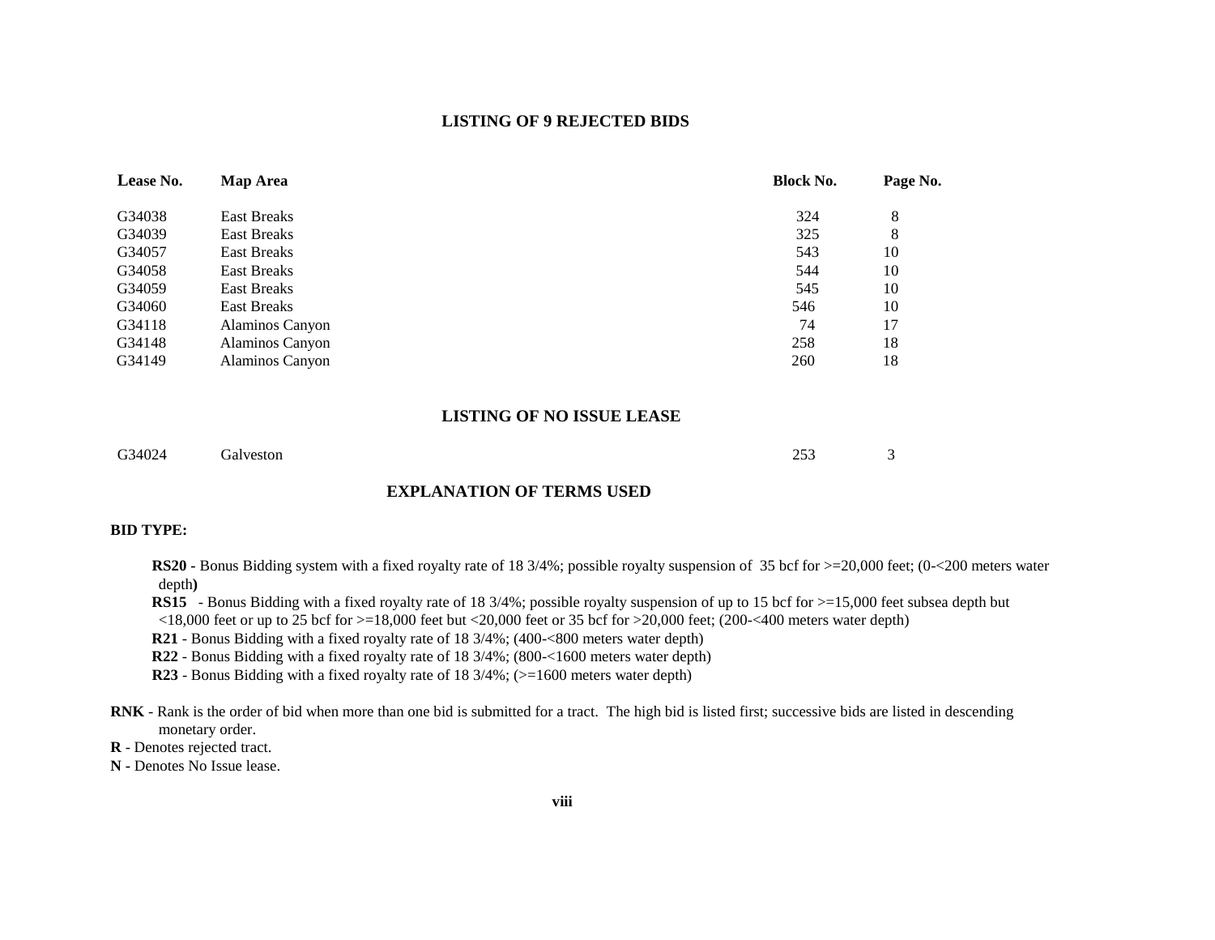## LISTING OF 9 REJECTED BIDS

| Lease No. | Map Area | Block No. | Page No. |
|---|---|---|---|
| G34038 | East Breaks | 324 | 8 |
| G34039 | East Breaks | 325 | 8 |
| G34057 | East Breaks | 543 | 10 |
| G34058 | East Breaks | 544 | 10 |
| G34059 | East Breaks | 545 | 10 |
| G34060 | East Breaks | 546 | 10 |
| G34118 | Alaminos Canyon | 74 | 17 |
| G34148 | Alaminos Canyon | 258 | 18 |
| G34149 | Alaminos Canyon | 260 | 18 |

## LISTING OF NO ISSUE LEASE

| Lease No. | Map Area | Block No. | Page No. |
|---|---|---|---|
| G34024 | Galveston | 253 | 3 |

## EXPLANATION OF TERMS USED

**BID TYPE:**

- **RS20** - Bonus Bidding system with a fixed royalty rate of 18 3/4%; possible royalty suspension of 35 bcf for >=20,000 feet; (0-<200 meters water depth**)**
- **RS15** - Bonus Bidding with a fixed royalty rate of 18 3/4%; possible royalty suspension of up to 15 bcf for >=15,000 feet subsea depth but <18,000 feet or up to 25 bcf for >=18,000 feet but <20,000 feet or 35 bcf for >20,000 feet; (200-<400 meters water depth)
- **R21** - Bonus Bidding with a fixed royalty rate of 18 3/4%; (400-<800 meters water depth)
- **R22** - Bonus Bidding with a fixed royalty rate of 18 3/4%; (800-<1600 meters water depth)
- **R23** - Bonus Bidding with a fixed royalty rate of 18 3/4%; (>=1600 meters water depth)

**RNK** - Rank is the order of bid when more than one bid is submitted for a tract. The high bid is listed first; successive bids are listed in descending monetary order.

**R** - Denotes rejected tract.

**N** - Denotes No Issue lease.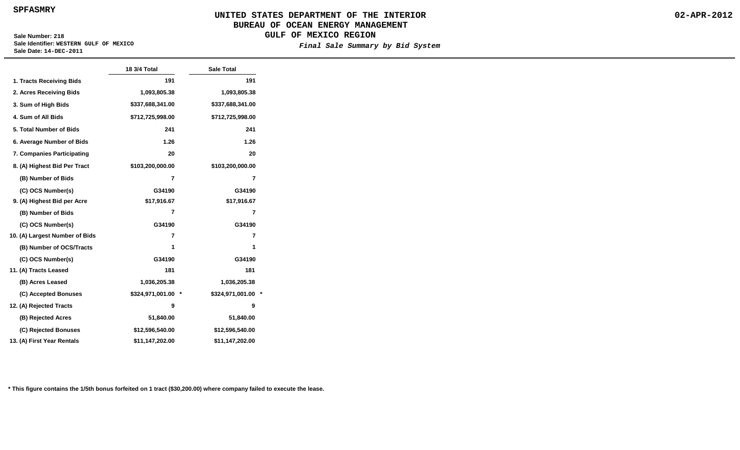SPFASMRY

# UNITED STATES DEPARTMENT OF THE INTERIOR
## BUREAU OF OCEAN ENERGY MANAGEMENT
## GULF OF MEXICO REGION

02-APR-2012

**Sale Number:** 218
**Sale Identifier:** WESTERN GULF OF MEXICO
**Sale Date:** 14-DEC-2011

*Final Sale Summary by Bid System*

| | 18 3/4 Total | Sale Total |
|---|---|---|
| 1. Tracts Receiving Bids | 191 | 191 |
| 2. Acres Receiving Bids | 1,093,805.38 | 1,093,805.38 |
| 3. Sum of High Bids | $337,688,341.00 | $337,688,341.00 |
| 4. Sum of All Bids | $712,725,998.00 | $712,725,998.00 |
| 5. Total Number of Bids | 241 | 241 |
| 6. Average Number of Bids | 1.26 | 1.26 |
| 7. Companies Participating | 20 | 20 |
| 8. (A) Highest Bid Per Tract | $103,200,000.00 | $103,200,000.00 |
| (B) Number of Bids | 7 | 7 |
| (C) OCS Number(s) | G34190 | G34190 |
| 9. (A) Highest Bid per Acre | $17,916.67 | $17,916.67 |
| (B) Number of Bids | 7 | 7 |
| (C) OCS Number(s) | G34190 | G34190 |
| 10. (A) Largest Number of Bids | 7 | 7 |
| (B) Number of OCS/Tracts | 1 | 1 |
| (C) OCS Number(s) | G34190 | G34190 |
| 11. (A) Tracts Leased | 181 | 181 |
| (B) Acres Leased | 1,036,205.38 | 1,036,205.38 |
| (C) Accepted Bonuses | $324,971,001.00 * | $324,971,001.00 * |
| 12. (A) Rejected Tracts | 9 | 9 |
| (B) Rejected Acres | 51,840.00 | 51,840.00 |
| (C) Rejected Bonuses | $12,596,540.00 | $12,596,540.00 |
| 13. (A) First Year Rentals | $11,147,202.00 | $11,147,202.00 |

**\* This figure contains the 1/5th bonus forfeited on 1 tract ($30,200.00) where company failed to execute the lease.**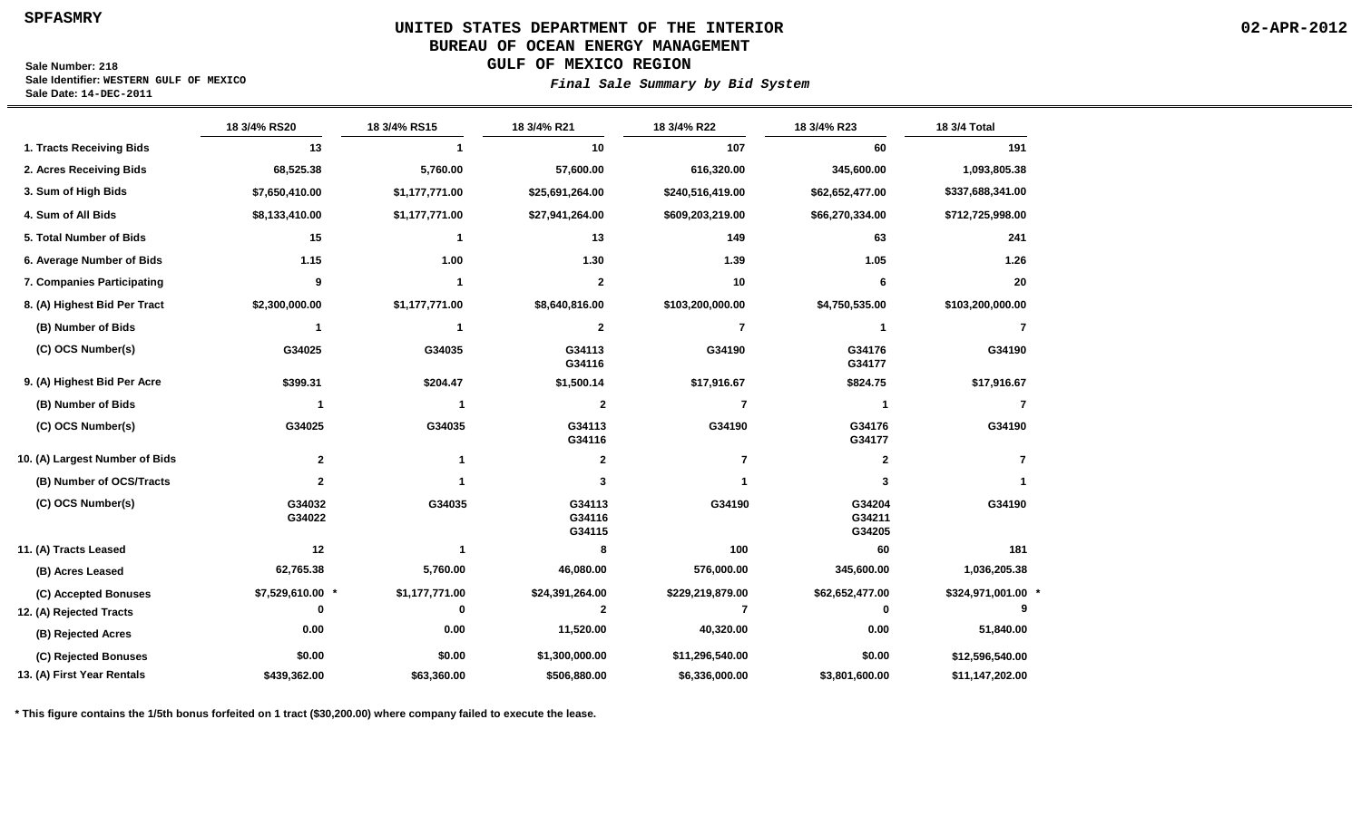SPFASMRY

# UNITED STATES DEPARTMENT OF THE INTERIOR
## BUREAU OF OCEAN ENERGY MANAGEMENT
## GULF OF MEXICO REGION

02-APR-2012

**Sale Number:** 218
**Sale Identifier:** WESTERN GULF OF MEXICO
**Sale Date:** 14-DEC-2011

*Final Sale Summary by Bid System*

| | 18 3/4% RS20 | 18 3/4% RS15 | 18 3/4% R21 | 18 3/4% R22 | 18 3/4% R23 | 18 3/4 Total |
|---|---|---|---|---|---|---|
| 1. Tracts Receiving Bids | 13 | 1 | 10 | 107 | 60 | 191 |
| 2. Acres Receiving Bids | 68,525.38 | 5,760.00 | 57,600.00 | 616,320.00 | 345,600.00 | 1,093,805.38 |
| 3. Sum of High Bids | $7,650,410.00 | $1,177,771.00 | $25,691,264.00 | $240,516,419.00 | $62,652,477.00 | $337,688,341.00 |
| 4. Sum of All Bids | $8,133,410.00 | $1,177,771.00 | $27,941,264.00 | $609,203,219.00 | $66,270,334.00 | $712,725,998.00 |
| 5. Total Number of Bids | 15 | 1 | 13 | 149 | 63 | 241 |
| 6. Average Number of Bids | 1.15 | 1.00 | 1.30 | 1.39 | 1.05 | 1.26 |
| 7. Companies Participating | 9 | 1 | 2 | 10 | 6 | 20 |
| 8. (A) Highest Bid Per Tract | $2,300,000.00 | $1,177,771.00 | $8,640,816.00 | $103,200,000.00 | $4,750,535.00 | $103,200,000.00 |
| (B) Number of Bids | 1 | 1 | 2 | 7 | 1 | 7 |
| (C) OCS Number(s) | G34025 | G34035 | G34113<br>G34116 | G34190 | G34176<br>G34177 | G34190 |
| 9. (A) Highest Bid Per Acre | $399.31 | $204.47 | $1,500.14 | $17,916.67 | $824.75 | $17,916.67 |
| (B) Number of Bids | 1 | 1 | 2 | 7 | 1 | 7 |
| (C) OCS Number(s) | G34025 | G34035 | G34113<br>G34116 | G34190 | G34176<br>G34177 | G34190 |
| 10. (A) Largest Number of Bids | 2 | 1 | 2 | 7 | 2 | 7 |
| (B) Number of OCS/Tracts | 2 | 1 | 3 | 1 | 3 | 1 |
| (C) OCS Number(s) | G34032<br>G34022 | G34035 | G34113<br>G34116<br>G34115 | G34190 | G34204<br>G34211<br>G34205 | G34190 |
| 11. (A) Tracts Leased | 12 | 1 | 8 | 100 | 60 | 181 |
| (B) Acres Leased | 62,765.38 | 5,760.00 | 46,080.00 | 576,000.00 | 345,600.00 | 1,036,205.38 |
| (C) Accepted Bonuses | $7,529,610.00 * | $1,177,771.00 | $24,391,264.00 | $229,219,879.00 | $62,652,477.00 | $324,971,001.00 * |
| 12. (A) Rejected Tracts | 0 | 0 | 2 | 7 | 0 | 9 |
| (B) Rejected Acres | 0.00 | 0.00 | 11,520.00 | 40,320.00 | 0.00 | 51,840.00 |
| (C) Rejected Bonuses | $0.00 | $0.00 | $1,300,000.00 | $11,296,540.00 | $0.00 | $12,596,540.00 |
| 13. (A) First Year Rentals | $439,362.00 | $63,360.00 | $506,880.00 | $6,336,000.00 | $3,801,600.00 | $11,147,202.00 |

* This figure contains the 1/5th bonus forfeited on 1 tract ($30,200.00) where company failed to execute the lease.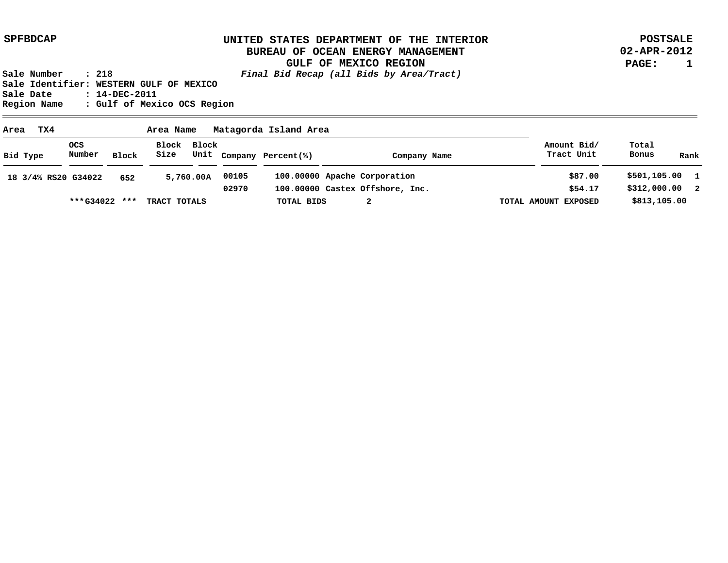SPFBDCAP

# UNITED STATES DEPARTMENT OF THE INTERIOR
## BUREAU OF OCEAN ENERGY MANAGEMENT
## GULF OF MEXICO REGION

*Final Bid Recap (all Bids by Area/Tract)*

POSTSALE
02-APR-2012
PAGE: 1

**Sale Number : 218**
**Sale Identifier: WESTERN GULF OF MEXICO**
**Sale Date : 14-DEC-2011**
**Region Name : Gulf of Mexico OCS Region**

**Area TX4** **Area Name Matagorda Island Area**

| Bid Type | OCS Number | Block | Block Size | Block Unit | Company | Percent(%) | Company Name | Amount Bid/ Tract Unit | Total Bonus | Rank |
|---|---|---|---|---|---|---|---|---|---|---|
| 18 3/4% RS20 | G34022 | 652 | 5,760.00 | A | 00105 | 100.00000 | Apache Corporation | $87.00 | $501,105.00 | 1 |
| | | | | | 02970 | 100.00000 | Castex Offshore, Inc. | $54.17 | $312,000.00 | 2 |
| | ***G34022 *** | TRACT TOTALS | | | | TOTAL BIDS | 2 | TOTAL AMOUNT EXPOSED | $813,105.00 | |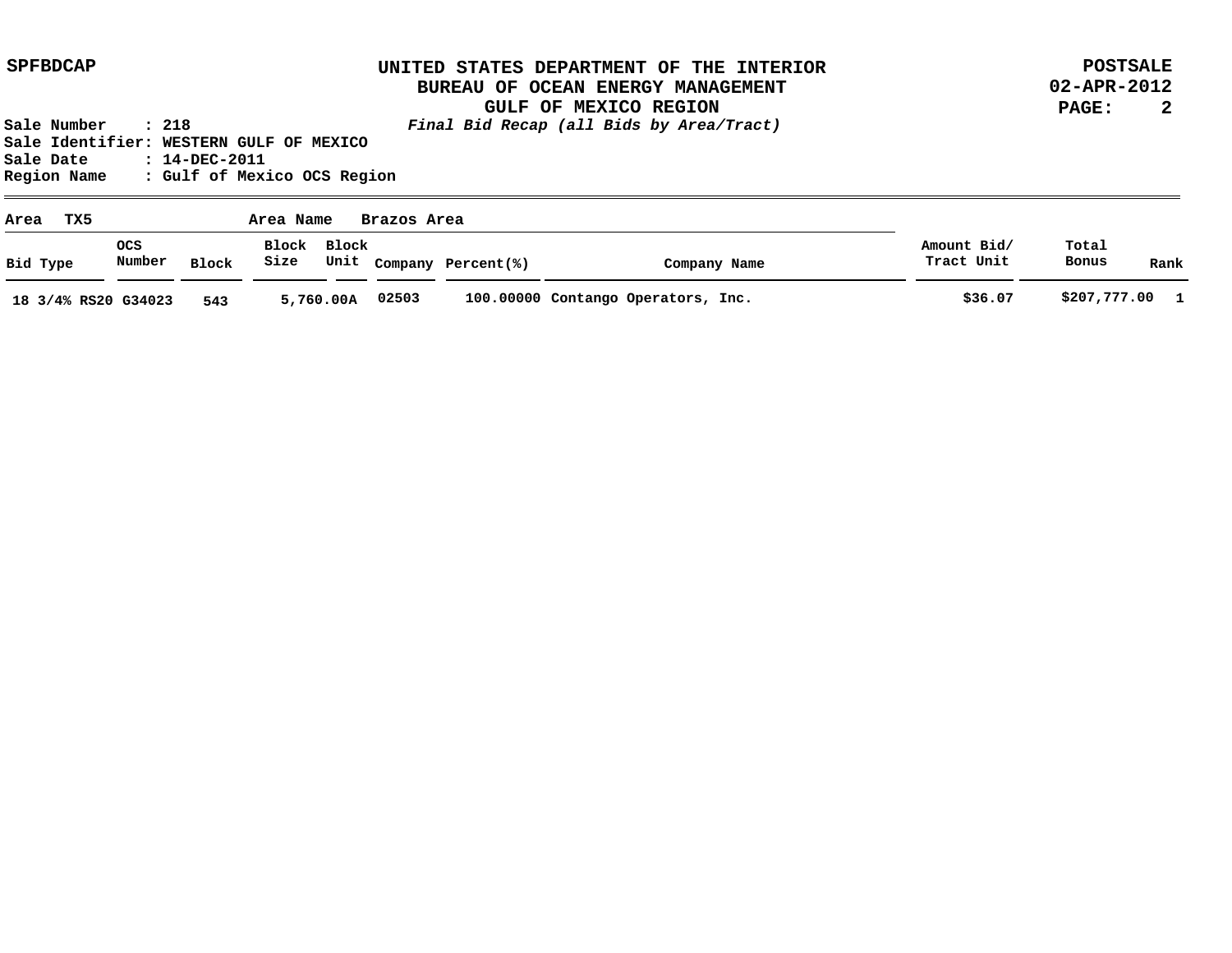SPFBDCAP

# UNITED STATES DEPARTMENT OF THE INTERIOR
## BUREAU OF OCEAN ENERGY MANAGEMENT
## GULF OF MEXICO REGION

*Final Bid Recap (all Bids by Area/Tract)*

POSTSALE
02-APR-2012

Sale Number : 218
Sale Identifier: WESTERN GULF OF MEXICO
Sale Date : 14-DEC-2011
Region Name : Gulf of Mexico OCS Region

**Area** TX5 **Area Name** Brazos Area

| Bid Type | OCS Number | Block | Block Size | Block Unit | Company | Percent(%) | Company Name | Amount Bid/ Tract Unit | Total Bonus | Rank |
|---|---|---|---|---|---|---|---|---|---|---|
| 18 3/4% RS20 | G34023 | 543 | 5,760.00A | | 02503 | 100.00000 | Contango Operators, Inc. | $36.07 | $207,777.00 | 1 |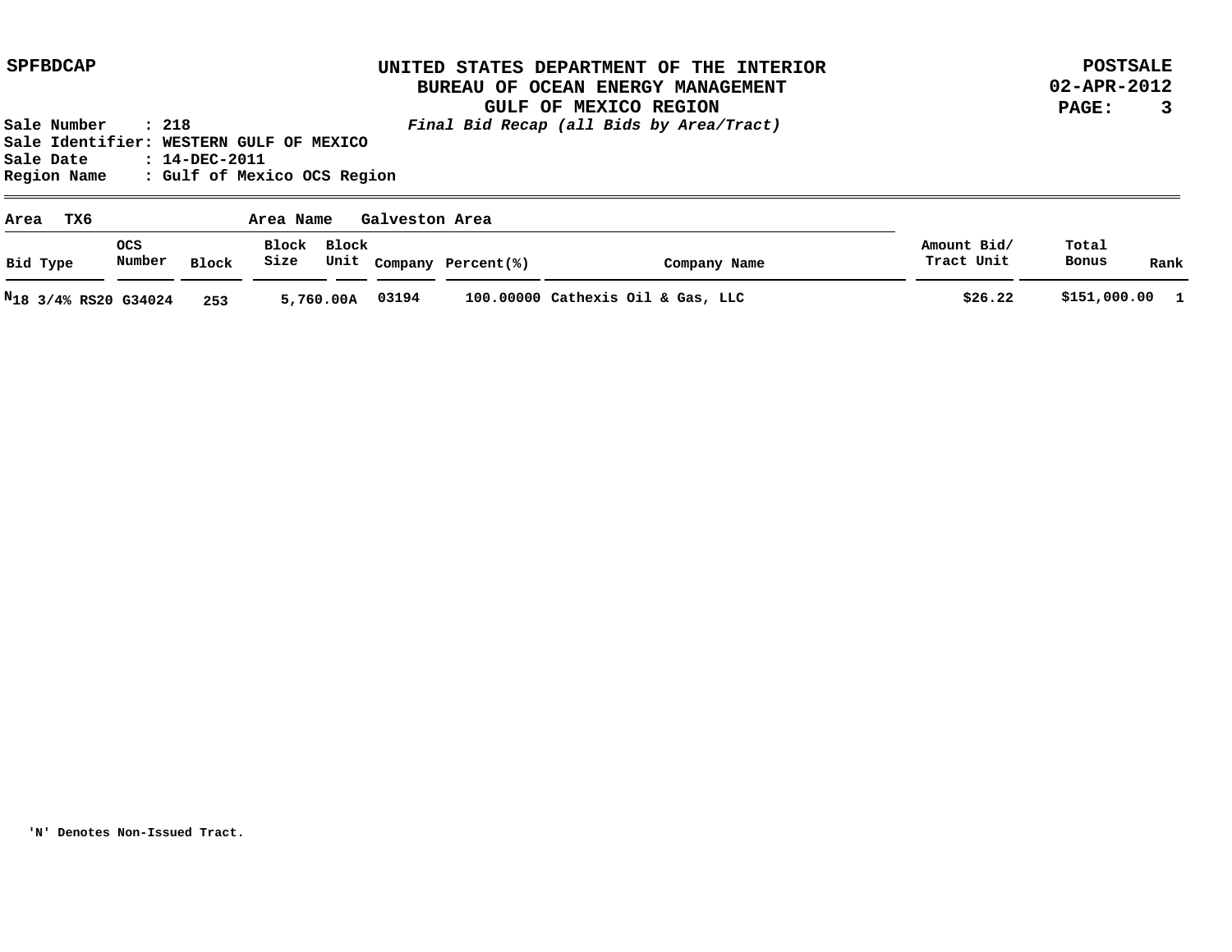**UNITED STATES DEPARTMENT OF THE INTERIOR**
**BUREAU OF OCEAN ENERGY MANAGEMENT**
**GULF OF MEXICO REGION**
***Final Bid Recap (all Bids by Area/Tract)***

SPFBDCAP — POSTSALE 02-APR-2012

**Sale Number : 218**
**Sale Identifier: WESTERN GULF OF MEXICO**
**Sale Date : 14-DEC-2011**
**Region Name : Gulf of Mexico OCS Region**

**Area TX6 — Area Name Galveston Area**

| Bid Type | OCS Number | Block | Block Size | Block Unit | Company | Percent(%) | Company Name | Amount Bid/ Tract Unit | Total Bonus | Rank |
|---|---|---|---|---|---|---|---|---|---|---|
| N 18 3/4% RS20 | G34024 | 253 | 5,760.00A | | 03194 | 100.00000 | Cathexis Oil & Gas, LLC | $26.22 | $151,000.00 | 1 |

'N' Denotes Non-Issued Tract.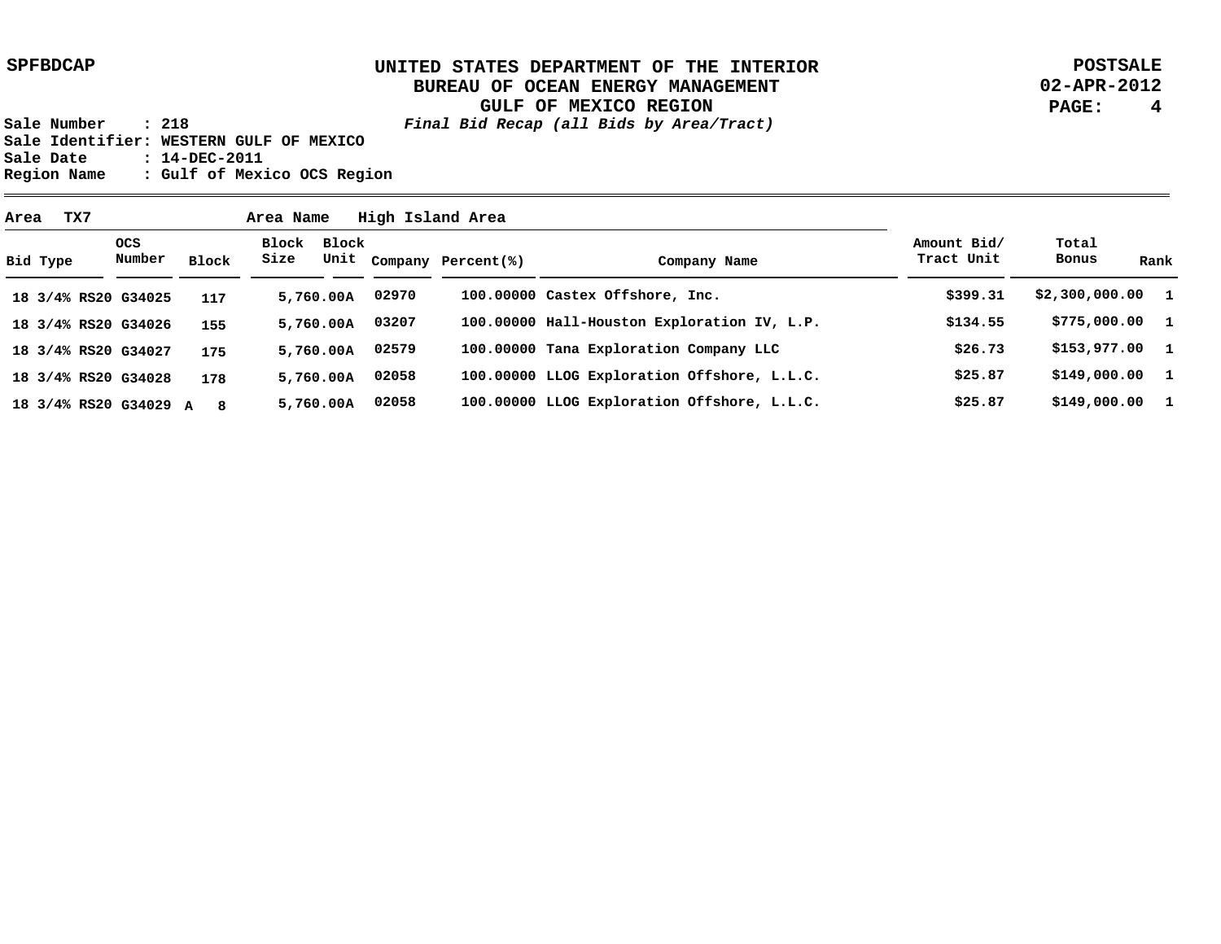SPFBDCAP

# UNITED STATES DEPARTMENT OF THE INTERIOR
## BUREAU OF OCEAN ENERGY MANAGEMENT
## GULF OF MEXICO REGION

POSTSALE
02-APR-2012

*Final Bid Recap (all Bids by Area/Tract)*

Sale Number : 218
Sale Identifier: WESTERN GULF OF MEXICO
Sale Date : 14-DEC-2011
Region Name : Gulf of Mexico OCS Region

**Area** TX7 **Area Name** High Island Area

| Bid Type | OCS Number | Block | Block Size | Block Unit | Company | Percent(%) | Company Name | Amount Bid/ Tract Unit | Total Bonus | Rank |
|---|---|---|---|---|---|---|---|---|---|---|
| 18 3/4% RS20 | G34025 | 117 | 5,760.00 | A | 02970 | 100.00000 | Castex Offshore, Inc. | $399.31 | $2,300,000.00 | 1 |
| 18 3/4% RS20 | G34026 | 155 | 5,760.00 | A | 03207 | 100.00000 | Hall-Houston Exploration IV, L.P. | $134.55 | $775,000.00 | 1 |
| 18 3/4% RS20 | G34027 | 175 | 5,760.00 | A | 02579 | 100.00000 | Tana Exploration Company LLC | $26.73 | $153,977.00 | 1 |
| 18 3/4% RS20 | G34028 | 178 | 5,760.00 | A | 02058 | 100.00000 | LLOG Exploration Offshore, L.L.C. | $25.87 | $149,000.00 | 1 |
| 18 3/4% RS20 | G34029 | A 8 | 5,760.00 | A | 02058 | 100.00000 | LLOG Exploration Offshore, L.L.C. | $25.87 | $149,000.00 | 1 |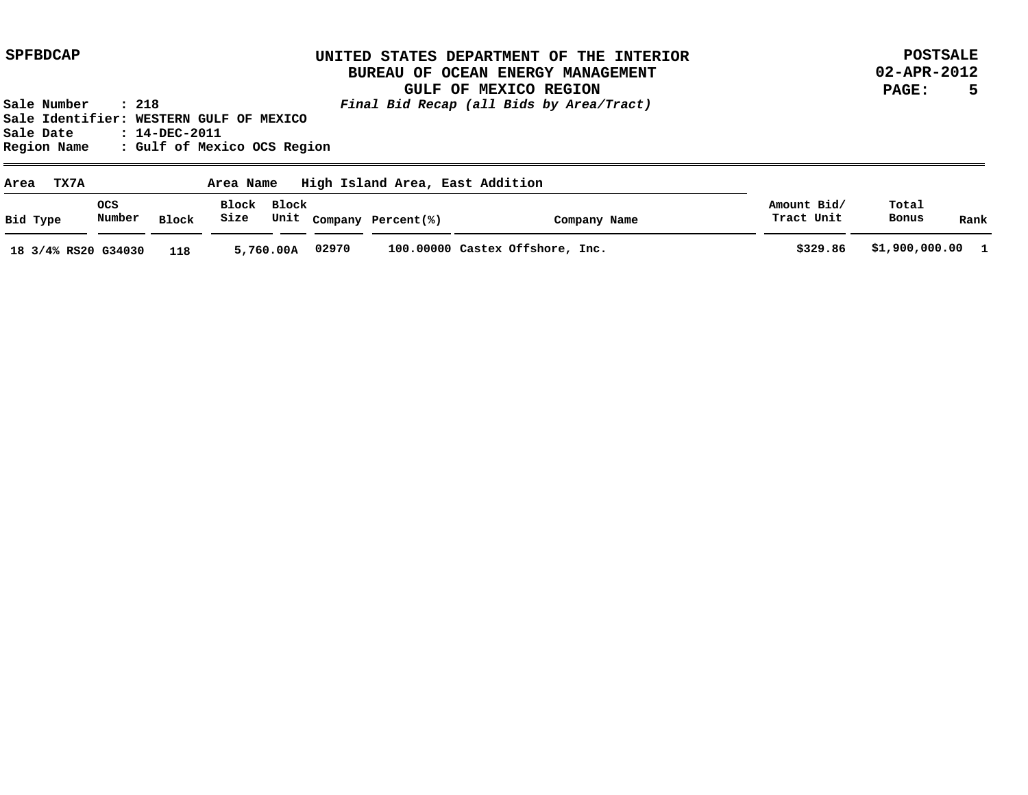UNITED STATES DEPARTMENT OF THE INTERIOR
BUREAU OF OCEAN ENERGY MANAGEMENT
GULF OF MEXICO REGION
*Final Bid Recap (all Bids by Area/Tract)*

SPFBDCAP

POSTSALE
02-APR-2012

Sale Number : 218
Sale Identifier: WESTERN GULF OF MEXICO
Sale Date : 14-DEC-2011
Region Name : Gulf of Mexico OCS Region

**Area** TX7A **Area Name** High Island Area, East Addition

| Bid Type | OCS Number | Block | Block Size | Block Unit | Company | Percent(%) | Company Name | Amount Bid/ Tract Unit | Total Bonus | Rank |
|---|---|---|---|---|---|---|---|---|---|---|
| 18 3/4% RS20 | G34030 | 118 | 5,760.00A | | 02970 | 100.00000 | Castex Offshore, Inc. | $329.86 | $1,900,000.00 | 1 |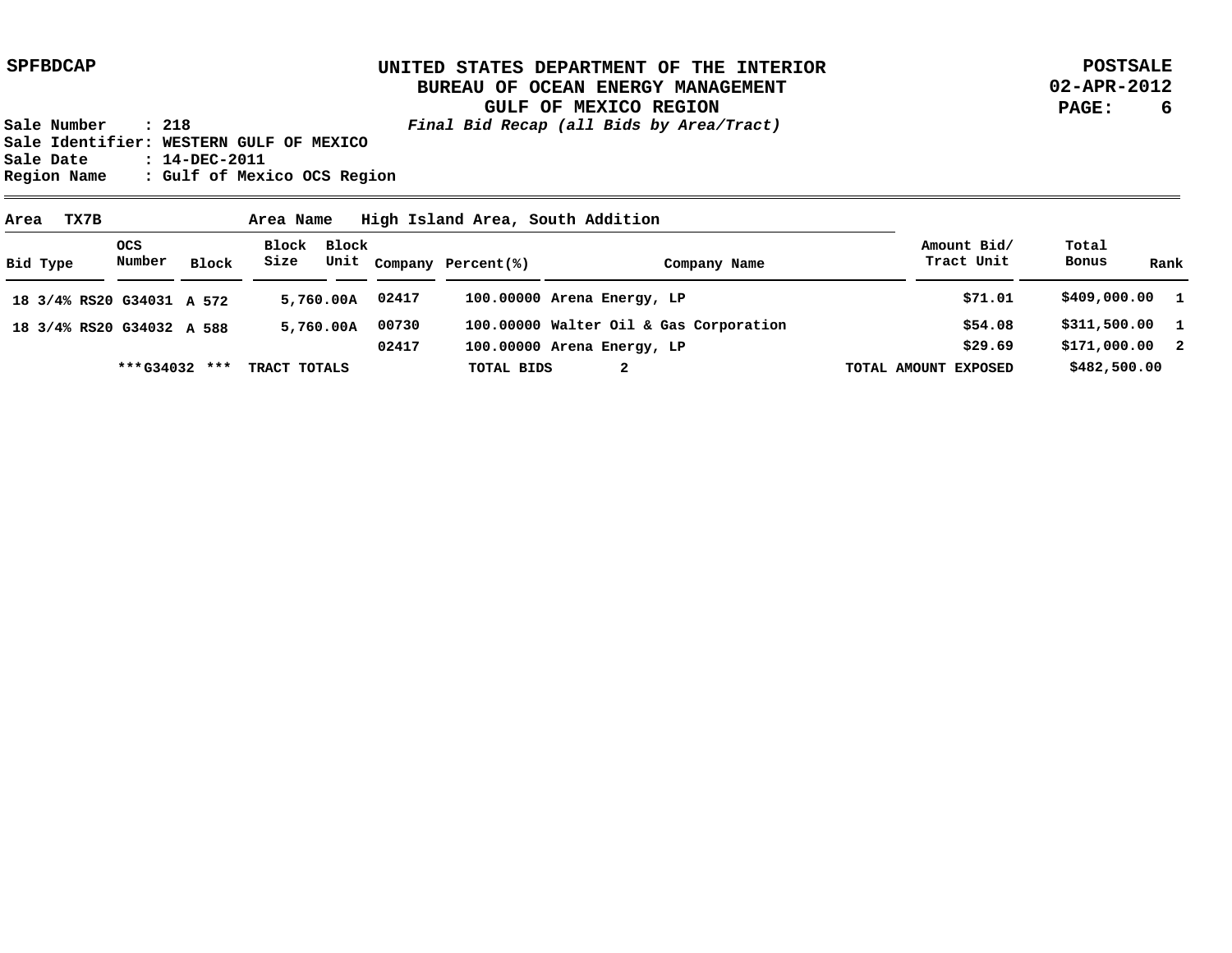**SPFBDCAP**

# UNITED STATES DEPARTMENT OF THE INTERIOR
## BUREAU OF OCEAN ENERGY MANAGEMENT
## GULF OF MEXICO REGION

***Final Bid Recap (all Bids by Area/Tract)***

**POSTSALE**
**02-APR-2012**

**Sale Number : 218**
**Sale Identifier: WESTERN GULF OF MEXICO**
**Sale Date : 14-DEC-2011**
**Region Name : Gulf of Mexico OCS Region**

**Area TX7B** **Area Name High Island Area, South Addition**

| Bid Type | OCS Number | Block | Block Size | Block Unit | Company | Percent(%) | Company Name | Amount Bid/ Tract Unit | Total Bonus | Rank |
|---|---|---|---|---|---|---|---|---|---|---|
| 18 3/4% RS20 | G34031 | A 572 | 5,760.00A | | 02417 | 100.00000 | Arena Energy, LP | $71.01 | $409,000.00 | 1 |
| 18 3/4% RS20 | G34032 | A 588 | 5,760.00A | | 00730 | 100.00000 | Walter Oil & Gas Corporation | $54.08 | $311,500.00 | 1 |
| | | | | | 02417 | 100.00000 | Arena Energy, LP | $29.69 | $171,000.00 | 2 |
| | ***G34032 *** | TRACT TOTALS | | | | TOTAL BIDS | 2 | TOTAL AMOUNT EXPOSED | $482,500.00 | |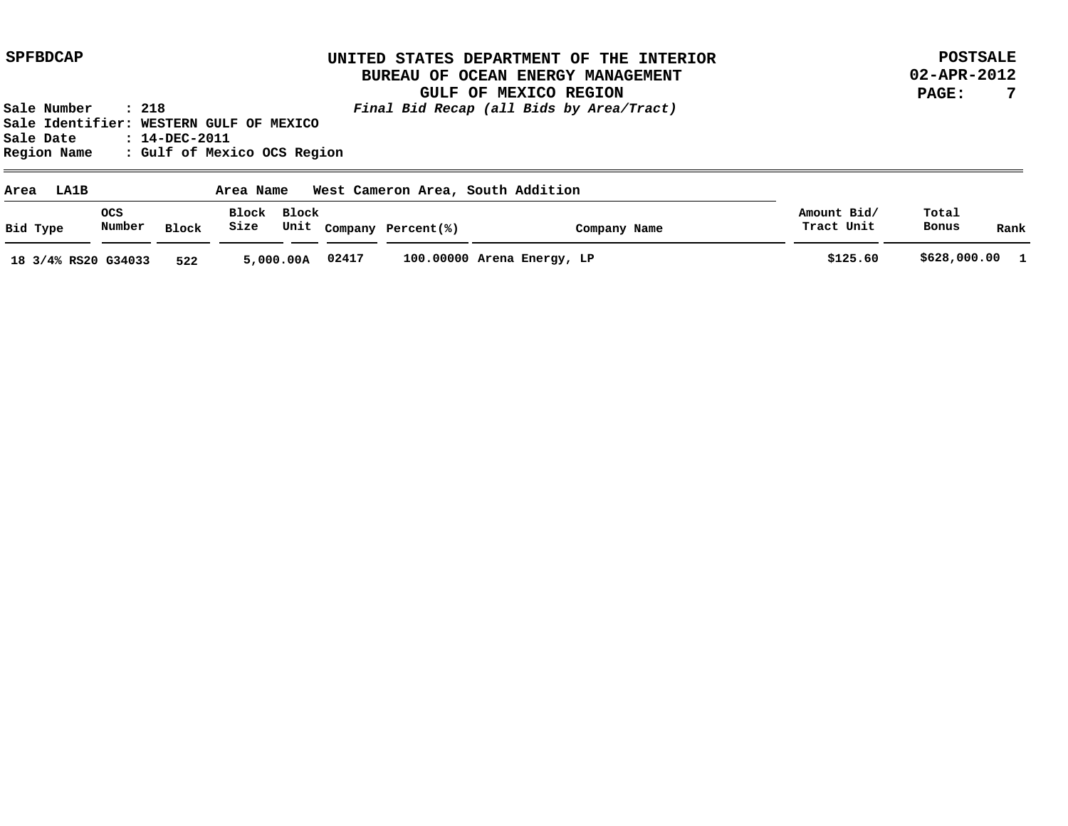**SPFBDCAP**

# UNITED STATES DEPARTMENT OF THE INTERIOR
## BUREAU OF OCEAN ENERGY MANAGEMENT
## GULF OF MEXICO REGION

**POSTSALE**
**02-APR-2012**

*Final Bid Recap (all Bids by Area/Tract)*

Sale Number : 218
Sale Identifier: WESTERN GULF OF MEXICO
Sale Date : 14-DEC-2011
Region Name : Gulf of Mexico OCS Region

**Area** LA1B **Area Name** West Cameron Area, South Addition

| Bid Type | OCS Number | Block | Block Size | Block Unit | Company | Percent(%) | Company Name | Amount Bid/ Tract Unit | Total Bonus | Rank |
|---|---|---|---|---|---|---|---|---|---|---|
| 18 3/4% RS20 | G34033 | 522 | 5,000.00 | A | 02417 | 100.00000 | Arena Energy, LP | $125.60 | $628,000.00 | 1 |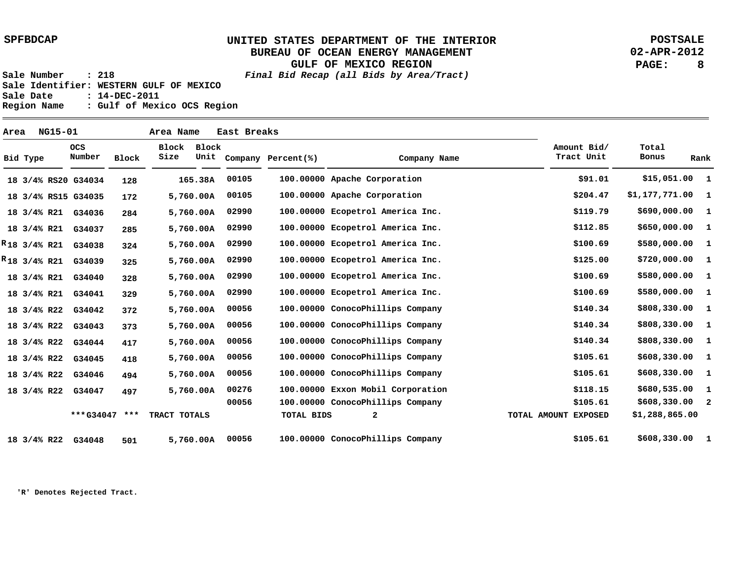SPFBDCAP

**UNITED STATES DEPARTMENT OF THE INTERIOR**
**BUREAU OF OCEAN ENERGY MANAGEMENT**
**GULF OF MEXICO REGION**
***Final Bid Recap (all Bids by Area/Tract)***

POSTSALE
02-APR-2012

Sale Number : 218
Sale Identifier: WESTERN GULF OF MEXICO
Sale Date : 14-DEC-2011
Region Name : Gulf of Mexico OCS Region

Area NG15-01 Area Name East Breaks

| Bid Type | OCS Number | Block | Block Size | Block Unit | Company | Percent(%) | Company Name | Amount Bid/ Tract Unit | Total Bonus | Rank |
|---|---|---|---|---|---|---|---|---|---|---|
| 18 3/4% RS20 | G34034 | 128 | 165.38A | | 00105 | 100.00000 | Apache Corporation | $91.01 | $15,051.00 | 1 |
| 18 3/4% RS15 | G34035 | 172 | 5,760.00A | | 00105 | 100.00000 | Apache Corporation | $204.47 | $1,177,771.00 | 1 |
| 18 3/4% R21 | G34036 | 284 | 5,760.00A | | 02990 | 100.00000 | Ecopetrol America Inc. | $119.79 | $690,000.00 | 1 |
| 18 3/4% R21 | G34037 | 285 | 5,760.00A | | 02990 | 100.00000 | Ecopetrol America Inc. | $112.85 | $650,000.00 | 1 |
| R 18 3/4% R21 | G34038 | 324 | 5,760.00A | | 02990 | 100.00000 | Ecopetrol America Inc. | $100.69 | $580,000.00 | 1 |
| R 18 3/4% R21 | G34039 | 325 | 5,760.00A | | 02990 | 100.00000 | Ecopetrol America Inc. | $125.00 | $720,000.00 | 1 |
| 18 3/4% R21 | G34040 | 328 | 5,760.00A | | 02990 | 100.00000 | Ecopetrol America Inc. | $100.69 | $580,000.00 | 1 |
| 18 3/4% R21 | G34041 | 329 | 5,760.00A | | 02990 | 100.00000 | Ecopetrol America Inc. | $100.69 | $580,000.00 | 1 |
| 18 3/4% R22 | G34042 | 372 | 5,760.00A | | 00056 | 100.00000 | ConocoPhillips Company | $140.34 | $808,330.00 | 1 |
| 18 3/4% R22 | G34043 | 373 | 5,760.00A | | 00056 | 100.00000 | ConocoPhillips Company | $140.34 | $808,330.00 | 1 |
| 18 3/4% R22 | G34044 | 417 | 5,760.00A | | 00056 | 100.00000 | ConocoPhillips Company | $140.34 | $808,330.00 | 1 |
| 18 3/4% R22 | G34045 | 418 | 5,760.00A | | 00056 | 100.00000 | ConocoPhillips Company | $105.61 | $608,330.00 | 1 |
| 18 3/4% R22 | G34046 | 494 | 5,760.00A | | 00056 | 100.00000 | ConocoPhillips Company | $105.61 | $608,330.00 | 1 |
| 18 3/4% R22 | G34047 | 497 | 5,760.00A | | 00276 | 100.00000 | Exxon Mobil Corporation | $118.15 | $680,535.00 | 1 |
| | | | | | 00056 | 100.00000 | ConocoPhillips Company | $105.61 | $608,330.00 | 2 |
| | ***G34047 | *** | TRACT TOTALS | | | TOTAL BIDS | 2 | TOTAL AMOUNT EXPOSED | $1,288,865.00 | |
| 18 3/4% R22 | G34048 | 501 | 5,760.00A | | 00056 | 100.00000 | ConocoPhillips Company | $105.61 | $608,330.00 | 1 |

'R' Denotes Rejected Tract.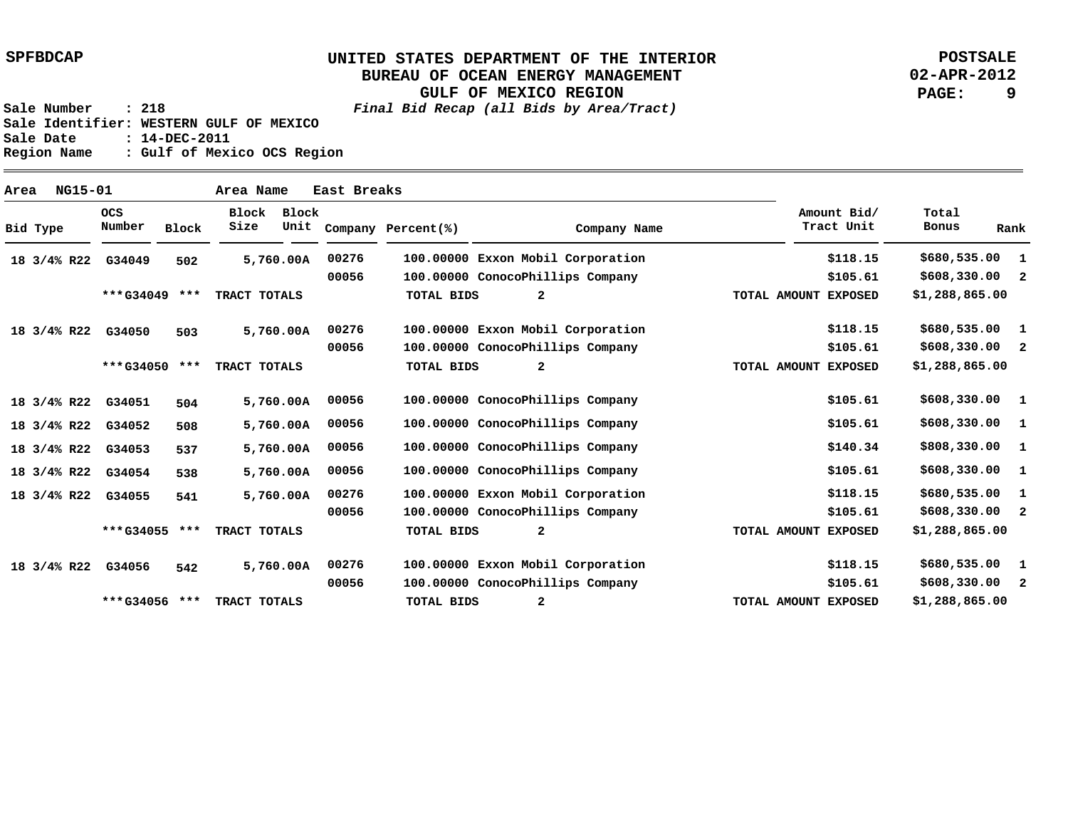**SPFBDCAP**

# UNITED STATES DEPARTMENT OF THE INTERIOR
## BUREAU OF OCEAN ENERGY MANAGEMENT
## GULF OF MEXICO REGION

*Final Bid Recap (all Bids by Area/Tract)*

**POSTSALE**
**02-APR-2012**

Sale Number : 218
Sale Identifier: WESTERN GULF OF MEXICO
Sale Date : 14-DEC-2011
Region Name : Gulf of Mexico OCS Region

**Area** NG15-01 **Area Name** East Breaks

| Bid Type | OCS Number | Block | Block Size | Block Unit | Company | Percent(%) | Company Name | Amount Bid/ Tract Unit | Total Bonus | Rank |
|---|---|---|---|---|---|---|---|---|---|---|
| 18 3/4% R22 | G34049 | 502 | 5,760.00A | | 00276 | 100.00000 | Exxon Mobil Corporation | $118.15 | $680,535.00 | 1 |
| | | | | | 00056 | 100.00000 | ConocoPhillips Company | $105.61 | $608,330.00 | 2 |
| | ***G34049 *** | | TRACT TOTALS | | | TOTAL BIDS | 2 | TOTAL AMOUNT EXPOSED | $1,288,865.00 | |
| 18 3/4% R22 | G34050 | 503 | 5,760.00A | | 00276 | 100.00000 | Exxon Mobil Corporation | $118.15 | $680,535.00 | 1 |
| | | | | | 00056 | 100.00000 | ConocoPhillips Company | $105.61 | $608,330.00 | 2 |
| | ***G34050 *** | | TRACT TOTALS | | | TOTAL BIDS | 2 | TOTAL AMOUNT EXPOSED | $1,288,865.00 | |
| 18 3/4% R22 | G34051 | 504 | 5,760.00A | | 00056 | 100.00000 | ConocoPhillips Company | $105.61 | $608,330.00 | 1 |
| 18 3/4% R22 | G34052 | 508 | 5,760.00A | | 00056 | 100.00000 | ConocoPhillips Company | $105.61 | $608,330.00 | 1 |
| 18 3/4% R22 | G34053 | 537 | 5,760.00A | | 00056 | 100.00000 | ConocoPhillips Company | $140.34 | $808,330.00 | 1 |
| 18 3/4% R22 | G34054 | 538 | 5,760.00A | | 00056 | 100.00000 | ConocoPhillips Company | $105.61 | $608,330.00 | 1 |
| 18 3/4% R22 | G34055 | 541 | 5,760.00A | | 00276 | 100.00000 | Exxon Mobil Corporation | $118.15 | $680,535.00 | 1 |
| | | | | | 00056 | 100.00000 | ConocoPhillips Company | $105.61 | $608,330.00 | 2 |
| | ***G34055 *** | | TRACT TOTALS | | | TOTAL BIDS | 2 | TOTAL AMOUNT EXPOSED | $1,288,865.00 | |
| 18 3/4% R22 | G34056 | 542 | 5,760.00A | | 00276 | 100.00000 | Exxon Mobil Corporation | $118.15 | $680,535.00 | 1 |
| | | | | | 00056 | 100.00000 | ConocoPhillips Company | $105.61 | $608,330.00 | 2 |
| | ***G34056 *** | | TRACT TOTALS | | | TOTAL BIDS | 2 | TOTAL AMOUNT EXPOSED | $1,288,865.00 | |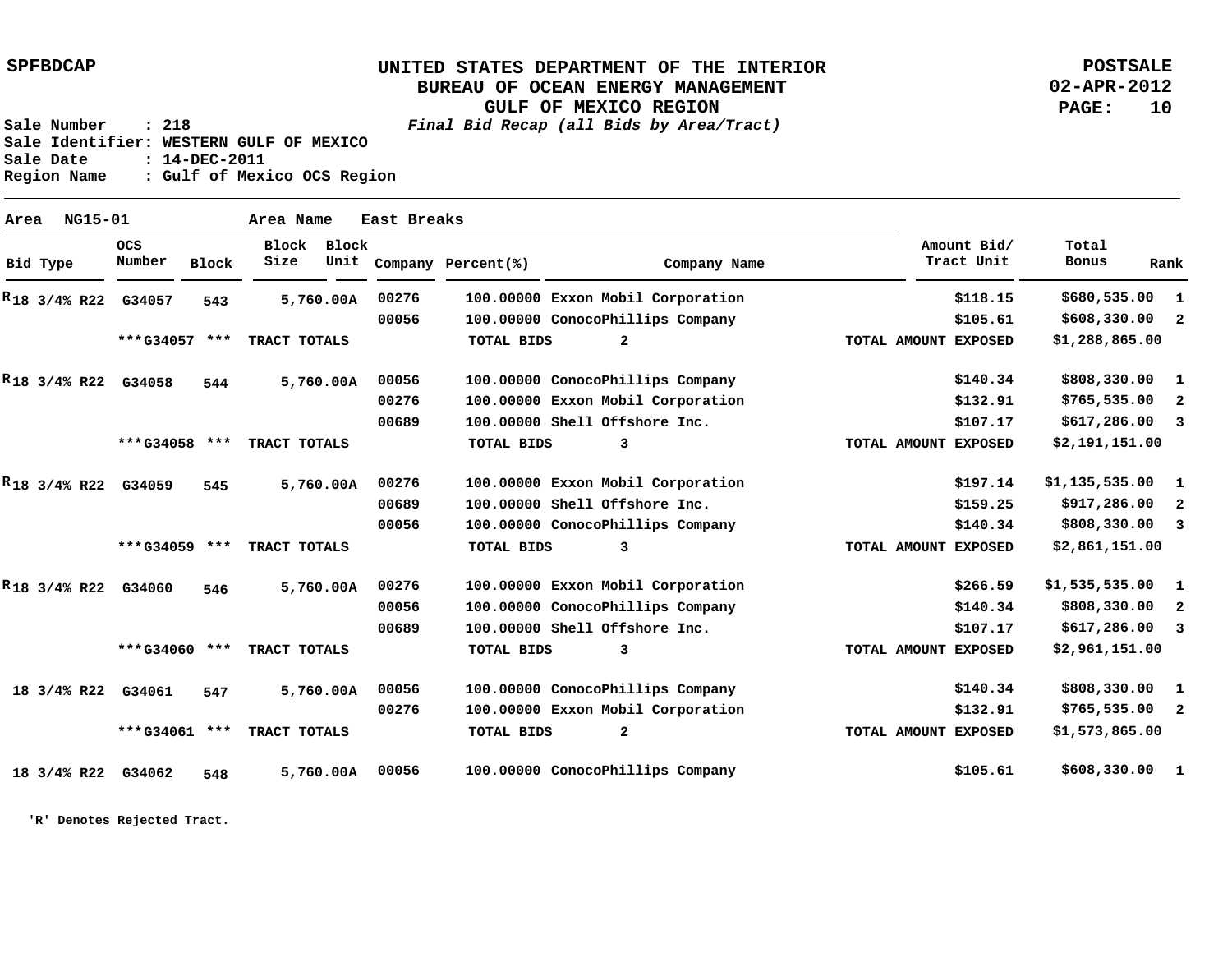**UNITED STATES DEPARTMENT OF THE INTERIOR**
**BUREAU OF OCEAN ENERGY MANAGEMENT**
**GULF OF MEXICO REGION**
***Final Bid Recap (all Bids by Area/Tract)***

SPFBDCAP

POSTSALE
02-APR-2012

Sale Number : 218
Sale Identifier: WESTERN GULF OF MEXICO
Sale Date : 14-DEC-2011
Region Name : Gulf of Mexico OCS Region

Area NG15-01 Area Name East Breaks

| Bid Type | OCS Number | Block | Block Size | Block Unit | Company | Percent(%) | Company Name | Amount Bid/ Tract Unit | Total Bonus | Rank |
|---|---|---|---|---|---|---|---|---|---|---|
| R 18 3/4% R22 | G34057 | 543 | 5,760.00A | | 00276 | 100.00000 | Exxon Mobil Corporation | $118.15 | $680,535.00 | 1 |
| | | | | | 00056 | 100.00000 | ConocoPhillips Company | $105.61 | $608,330.00 | 2 |
| | ***G34057 *** | | TRACT TOTALS | | | TOTAL BIDS | 2 | TOTAL AMOUNT EXPOSED | $1,288,865.00 | |
| R 18 3/4% R22 | G34058 | 544 | 5,760.00A | | 00056 | 100.00000 | ConocoPhillips Company | $140.34 | $808,330.00 | 1 |
| | | | | | 00276 | 100.00000 | Exxon Mobil Corporation | $132.91 | $765,535.00 | 2 |
| | | | | | 00689 | 100.00000 | Shell Offshore Inc. | $107.17 | $617,286.00 | 3 |
| | ***G34058 *** | | TRACT TOTALS | | | TOTAL BIDS | 3 | TOTAL AMOUNT EXPOSED | $2,191,151.00 | |
| R 18 3/4% R22 | G34059 | 545 | 5,760.00A | | 00276 | 100.00000 | Exxon Mobil Corporation | $197.14 | $1,135,535.00 | 1 |
| | | | | | 00689 | 100.00000 | Shell Offshore Inc. | $159.25 | $917,286.00 | 2 |
| | | | | | 00056 | 100.00000 | ConocoPhillips Company | $140.34 | $808,330.00 | 3 |
| | ***G34059 *** | | TRACT TOTALS | | | TOTAL BIDS | 3 | TOTAL AMOUNT EXPOSED | $2,861,151.00 | |
| R 18 3/4% R22 | G34060 | 546 | 5,760.00A | | 00276 | 100.00000 | Exxon Mobil Corporation | $266.59 | $1,535,535.00 | 1 |
| | | | | | 00056 | 100.00000 | ConocoPhillips Company | $140.34 | $808,330.00 | 2 |
| | | | | | 00689 | 100.00000 | Shell Offshore Inc. | $107.17 | $617,286.00 | 3 |
| | ***G34060 *** | | TRACT TOTALS | | | TOTAL BIDS | 3 | TOTAL AMOUNT EXPOSED | $2,961,151.00 | |
| 18 3/4% R22 | G34061 | 547 | 5,760.00A | | 00056 | 100.00000 | ConocoPhillips Company | $140.34 | $808,330.00 | 1 |
| | | | | | 00276 | 100.00000 | Exxon Mobil Corporation | $132.91 | $765,535.00 | 2 |
| | ***G34061 *** | | TRACT TOTALS | | | TOTAL BIDS | 2 | TOTAL AMOUNT EXPOSED | $1,573,865.00 | |
| 18 3/4% R22 | G34062 | 548 | 5,760.00A | | 00056 | 100.00000 | ConocoPhillips Company | $105.61 | $608,330.00 | 1 |

'R' Denotes Rejected Tract.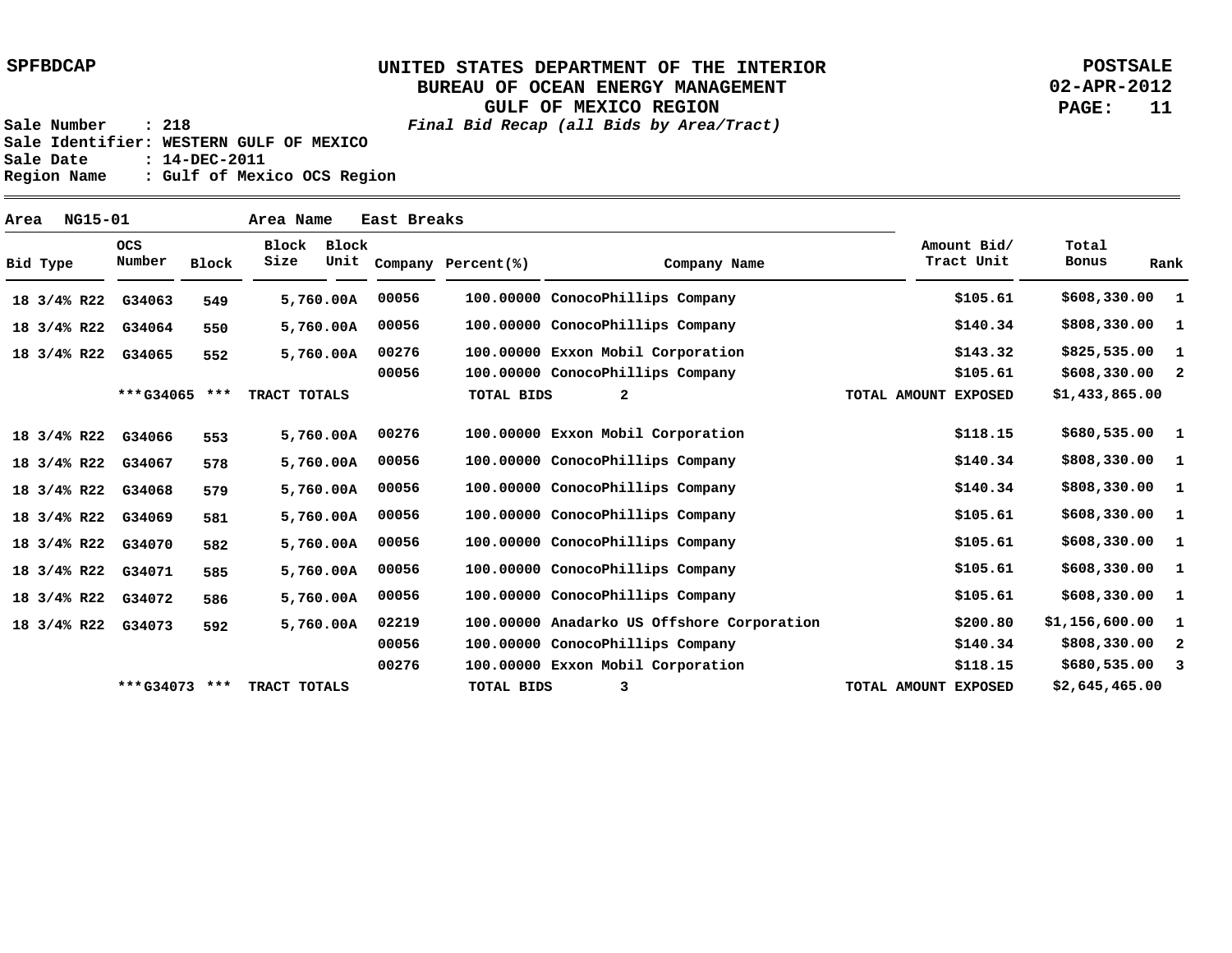**SPFBDCAP**

# UNITED STATES DEPARTMENT OF THE INTERIOR
## BUREAU OF OCEAN ENERGY MANAGEMENT
## GULF OF MEXICO REGION

*Final Bid Recap (all Bids by Area/Tract)*

**POSTSALE**
**02-APR-2012**

Sale Number : 218
Sale Identifier: WESTERN GULF OF MEXICO
Sale Date : 14-DEC-2011
Region Name : Gulf of Mexico OCS Region

**Area** NG15-01 **Area Name** East Breaks

| Bid Type | OCS Number | Block | Block Size | Block Unit | Company | Percent(%) | Company Name | Amount Bid/ Tract Unit | Total Bonus | Rank |
|---|---|---|---|---|---|---|---|---|---|---|
| 18 3/4% R22 | G34063 | 549 | 5,760.00A | | 00056 | 100.00000 | ConocoPhillips Company | $105.61 | $608,330.00 | 1 |
| 18 3/4% R22 | G34064 | 550 | 5,760.00A | | 00056 | 100.00000 | ConocoPhillips Company | $140.34 | $808,330.00 | 1 |
| 18 3/4% R22 | G34065 | 552 | 5,760.00A | | 00276 | 100.00000 | Exxon Mobil Corporation | $143.32 | $825,535.00 | 1 |
| | | | | | 00056 | 100.00000 | ConocoPhillips Company | $105.61 | $608,330.00 | 2 |
| | ***G34065 *** | TRACT TOTALS | | | | TOTAL BIDS | 2 | TOTAL AMOUNT EXPOSED | $1,433,865.00 | |
| 18 3/4% R22 | G34066 | 553 | 5,760.00A | | 00276 | 100.00000 | Exxon Mobil Corporation | $118.15 | $680,535.00 | 1 |
| 18 3/4% R22 | G34067 | 578 | 5,760.00A | | 00056 | 100.00000 | ConocoPhillips Company | $140.34 | $808,330.00 | 1 |
| 18 3/4% R22 | G34068 | 579 | 5,760.00A | | 00056 | 100.00000 | ConocoPhillips Company | $140.34 | $808,330.00 | 1 |
| 18 3/4% R22 | G34069 | 581 | 5,760.00A | | 00056 | 100.00000 | ConocoPhillips Company | $105.61 | $608,330.00 | 1 |
| 18 3/4% R22 | G34070 | 582 | 5,760.00A | | 00056 | 100.00000 | ConocoPhillips Company | $105.61 | $608,330.00 | 1 |
| 18 3/4% R22 | G34071 | 585 | 5,760.00A | | 00056 | 100.00000 | ConocoPhillips Company | $105.61 | $608,330.00 | 1 |
| 18 3/4% R22 | G34072 | 586 | 5,760.00A | | 00056 | 100.00000 | ConocoPhillips Company | $105.61 | $608,330.00 | 1 |
| 18 3/4% R22 | G34073 | 592 | 5,760.00A | | 02219 | 100.00000 | Anadarko US Offshore Corporation | $200.80 | $1,156,600.00 | 1 |
| | | | | | 00056 | 100.00000 | ConocoPhillips Company | $140.34 | $808,330.00 | 2 |
| | | | | | 00276 | 100.00000 | Exxon Mobil Corporation | $118.15 | $680,535.00 | 3 |
| | ***G34073 *** | TRACT TOTALS | | | | TOTAL BIDS | 3 | TOTAL AMOUNT EXPOSED | $2,645,465.00 | |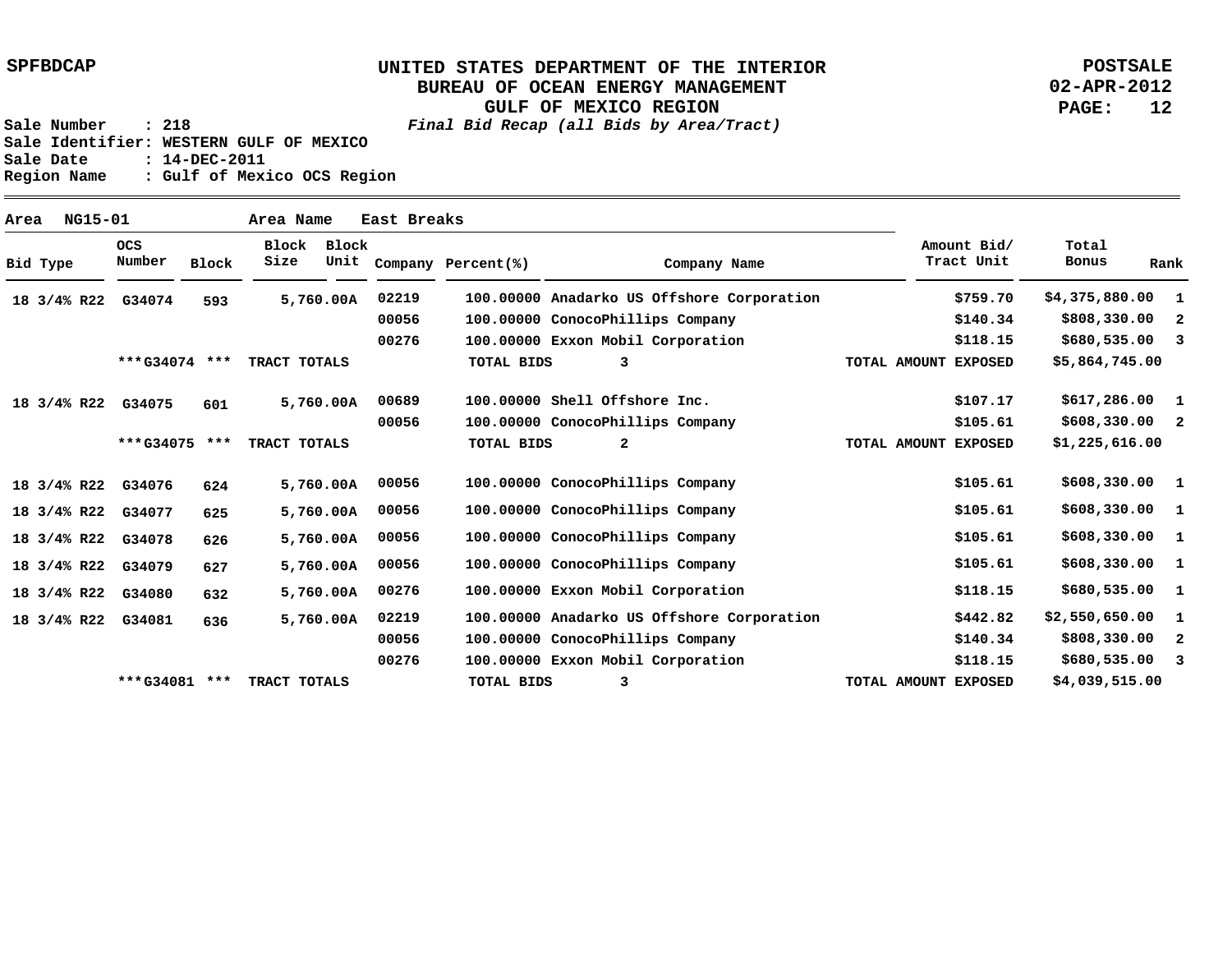SPFBDCAP

# UNITED STATES DEPARTMENT OF THE INTERIOR
## BUREAU OF OCEAN ENERGY MANAGEMENT
## GULF OF MEXICO REGION

*Final Bid Recap (all Bids by Area/Tract)*

POSTSALE
02-APR-2012

Sale Number : 218
Sale Identifier: WESTERN GULF OF MEXICO
Sale Date : 14-DEC-2011
Region Name : Gulf of Mexico OCS Region

Area NG15-01 Area Name East Breaks

| Bid Type | OCS Number | Block | Block Size | Block Unit | Company | Percent(%) | Company Name | Amount Bid/ Tract Unit | Total Bonus | Rank |
|---|---|---|---|---|---|---|---|---|---|---|
| 18 3/4% R22 | G34074 | 593 | 5,760.00A | | 02219 | 100.00000 | Anadarko US Offshore Corporation | $759.70 | $4,375,880.00 | 1 |
| | | | | | 00056 | 100.00000 | ConocoPhillips Company | $140.34 | $808,330.00 | 2 |
| | | | | | 00276 | 100.00000 | Exxon Mobil Corporation | $118.15 | $680,535.00 | 3 |
| | ***G34074 *** | | TRACT TOTALS | | | TOTAL BIDS | 3 | TOTAL AMOUNT EXPOSED | $5,864,745.00 | |
| 18 3/4% R22 | G34075 | 601 | 5,760.00A | | 00689 | 100.00000 | Shell Offshore Inc. | $107.17 | $617,286.00 | 1 |
| | | | | | 00056 | 100.00000 | ConocoPhillips Company | $105.61 | $608,330.00 | 2 |
| | ***G34075 *** | | TRACT TOTALS | | | TOTAL BIDS | 2 | TOTAL AMOUNT EXPOSED | $1,225,616.00 | |
| 18 3/4% R22 | G34076 | 624 | 5,760.00A | | 00056 | 100.00000 | ConocoPhillips Company | $105.61 | $608,330.00 | 1 |
| 18 3/4% R22 | G34077 | 625 | 5,760.00A | | 00056 | 100.00000 | ConocoPhillips Company | $105.61 | $608,330.00 | 1 |
| 18 3/4% R22 | G34078 | 626 | 5,760.00A | | 00056 | 100.00000 | ConocoPhillips Company | $105.61 | $608,330.00 | 1 |
| 18 3/4% R22 | G34079 | 627 | 5,760.00A | | 00056 | 100.00000 | ConocoPhillips Company | $105.61 | $608,330.00 | 1 |
| 18 3/4% R22 | G34080 | 632 | 5,760.00A | | 00276 | 100.00000 | Exxon Mobil Corporation | $118.15 | $680,535.00 | 1 |
| 18 3/4% R22 | G34081 | 636 | 5,760.00A | | 02219 | 100.00000 | Anadarko US Offshore Corporation | $442.82 | $2,550,650.00 | 1 |
| | | | | | 00056 | 100.00000 | ConocoPhillips Company | $140.34 | $808,330.00 | 2 |
| | | | | | 00276 | 100.00000 | Exxon Mobil Corporation | $118.15 | $680,535.00 | 3 |
| | ***G34081 *** | | TRACT TOTALS | | | TOTAL BIDS | 3 | TOTAL AMOUNT EXPOSED | $4,039,515.00 | |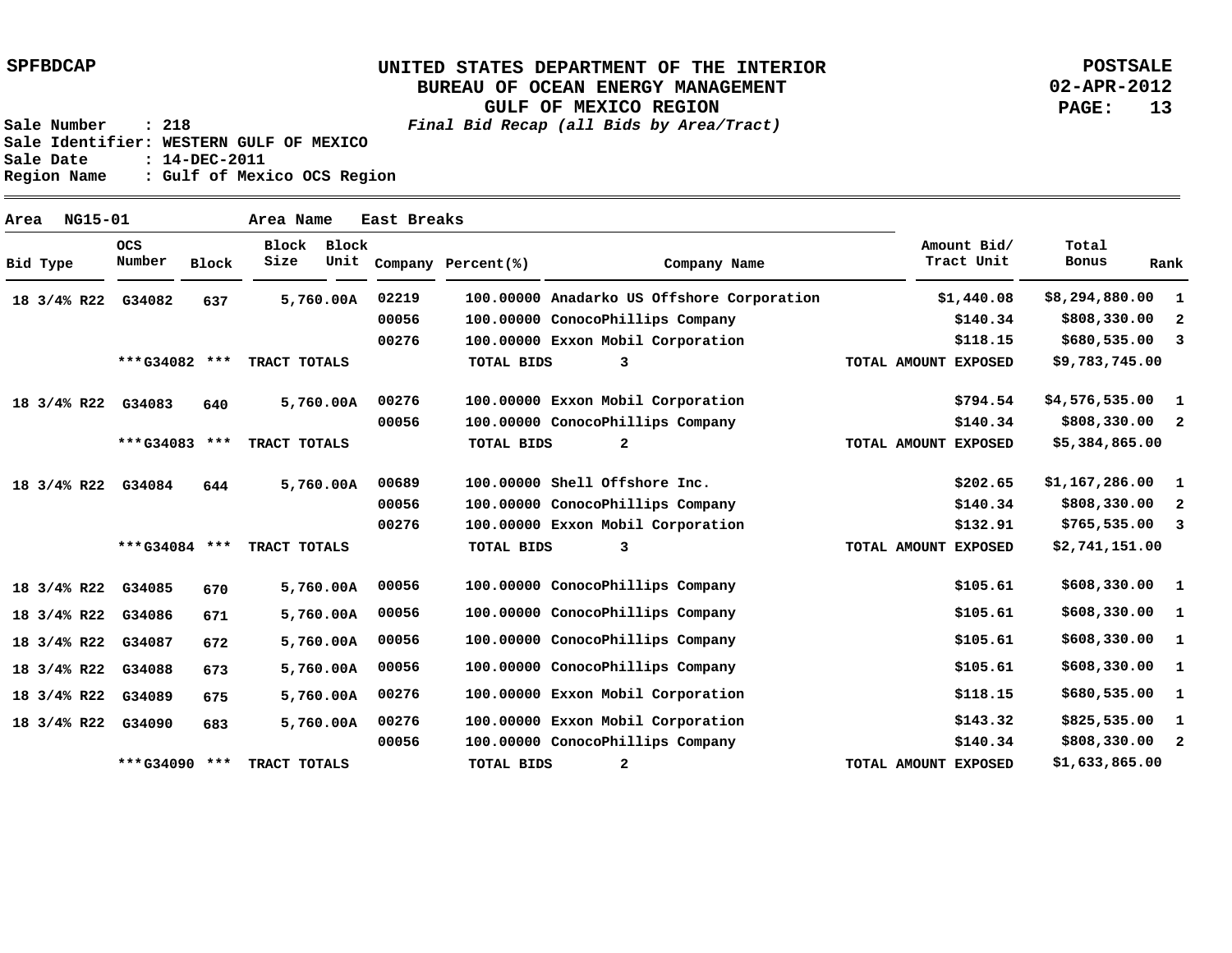SPFBDCAP

# UNITED STATES DEPARTMENT OF THE INTERIOR
## BUREAU OF OCEAN ENERGY MANAGEMENT
## GULF OF MEXICO REGION

*Final Bid Recap (all Bids by Area/Tract)*

POSTSALE
02-APR-2012

Sale Number : 218
Sale Identifier: WESTERN GULF OF MEXICO
Sale Date : 14-DEC-2011
Region Name : Gulf of Mexico OCS Region

Area NG15-01 Area Name East Breaks

| Bid Type | OCS Number | Block | Block Size | Block Unit | Company | Percent(%) | Company Name | Amount Bid/ Tract Unit | Total Bonus | Rank |
|---|---|---|---|---|---|---|---|---|---|---|
| 18 3/4% R22 | G34082 | 637 | 5,760.00A | | 02219 | 100.00000 | Anadarko US Offshore Corporation | $1,440.08 | $8,294,880.00 | 1 |
| | | | | | 00056 | 100.00000 | ConocoPhillips Company | $140.34 | $808,330.00 | 2 |
| | | | | | 00276 | 100.00000 | Exxon Mobil Corporation | $118.15 | $680,535.00 | 3 |
| | ***G34082 *** | | TRACT TOTALS | | | TOTAL BIDS | 3 | TOTAL AMOUNT EXPOSED | $9,783,745.00 | |
| 18 3/4% R22 | G34083 | 640 | 5,760.00A | | 00276 | 100.00000 | Exxon Mobil Corporation | $794.54 | $4,576,535.00 | 1 |
| | | | | | 00056 | 100.00000 | ConocoPhillips Company | $140.34 | $808,330.00 | 2 |
| | ***G34083 *** | | TRACT TOTALS | | | TOTAL BIDS | 2 | TOTAL AMOUNT EXPOSED | $5,384,865.00 | |
| 18 3/4% R22 | G34084 | 644 | 5,760.00A | | 00689 | 100.00000 | Shell Offshore Inc. | $202.65 | $1,167,286.00 | 1 |
| | | | | | 00056 | 100.00000 | ConocoPhillips Company | $140.34 | $808,330.00 | 2 |
| | | | | | 00276 | 100.00000 | Exxon Mobil Corporation | $132.91 | $765,535.00 | 3 |
| | ***G34084 *** | | TRACT TOTALS | | | TOTAL BIDS | 3 | TOTAL AMOUNT EXPOSED | $2,741,151.00 | |
| 18 3/4% R22 | G34085 | 670 | 5,760.00A | | 00056 | 100.00000 | ConocoPhillips Company | $105.61 | $608,330.00 | 1 |
| 18 3/4% R22 | G34086 | 671 | 5,760.00A | | 00056 | 100.00000 | ConocoPhillips Company | $105.61 | $608,330.00 | 1 |
| 18 3/4% R22 | G34087 | 672 | 5,760.00A | | 00056 | 100.00000 | ConocoPhillips Company | $105.61 | $608,330.00 | 1 |
| 18 3/4% R22 | G34088 | 673 | 5,760.00A | | 00056 | 100.00000 | ConocoPhillips Company | $105.61 | $608,330.00 | 1 |
| 18 3/4% R22 | G34089 | 675 | 5,760.00A | | 00276 | 100.00000 | Exxon Mobil Corporation | $118.15 | $680,535.00 | 1 |
| 18 3/4% R22 | G34090 | 683 | 5,760.00A | | 00276 | 100.00000 | Exxon Mobil Corporation | $143.32 | $825,535.00 | 1 |
| | | | | | 00056 | 100.00000 | ConocoPhillips Company | $140.34 | $808,330.00 | 2 |
| | ***G34090 *** | | TRACT TOTALS | | | TOTAL BIDS | 2 | TOTAL AMOUNT EXPOSED | $1,633,865.00 | |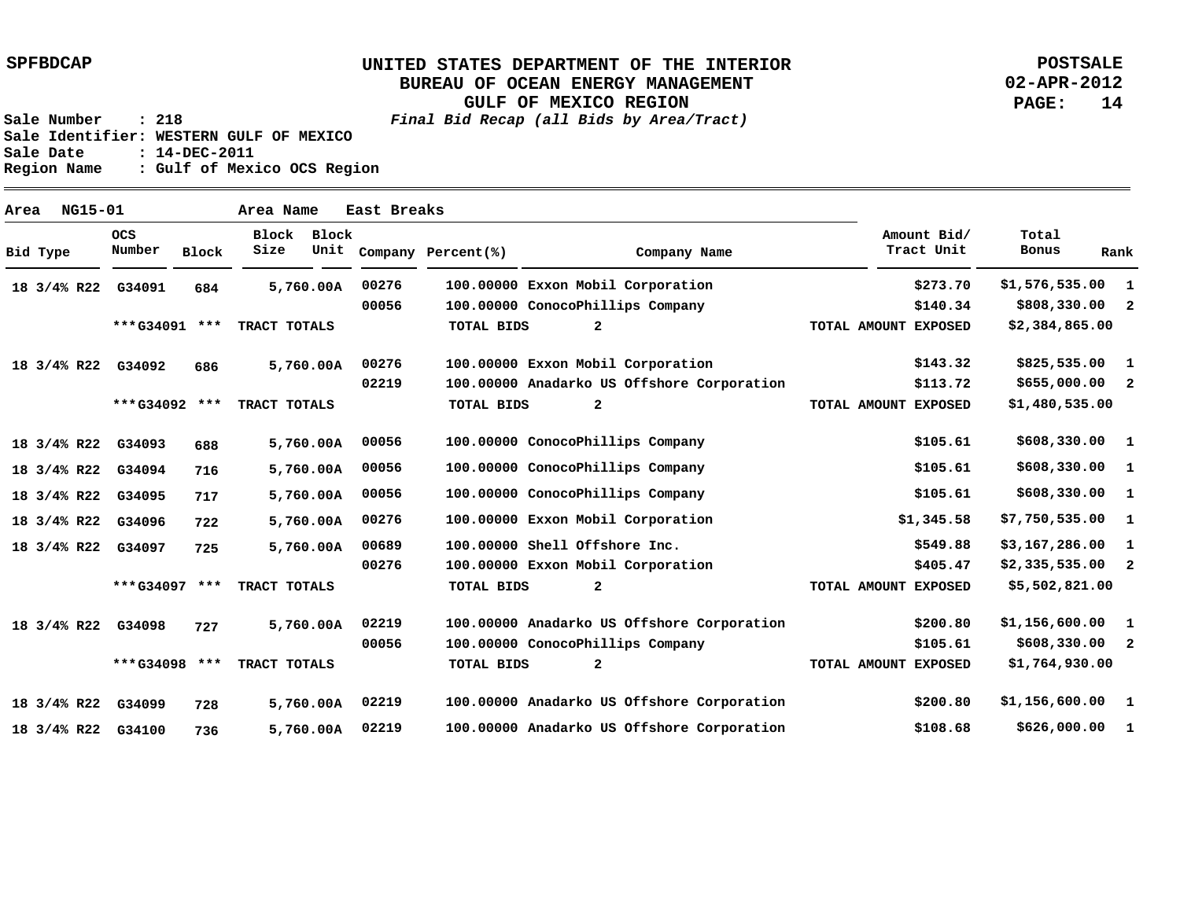**SPFBDCAP**

# UNITED STATES DEPARTMENT OF THE INTERIOR
## BUREAU OF OCEAN ENERGY MANAGEMENT
## GULF OF MEXICO REGION
*Final Bid Recap (all Bids by Area/Tract)*

**POSTSALE**
**02-APR-2012**

Sale Number : 218
Sale Identifier: WESTERN GULF OF MEXICO
Sale Date : 14-DEC-2011
Region Name : Gulf of Mexico OCS Region

Area NG15-01 Area Name East Breaks

| Bid Type | OCS Number | Block | Block Size | Block Unit | Company | Percent(%) | Company Name | Amount Bid/ Tract Unit | Total Bonus | Rank |
|---|---|---|---|---|---|---|---|---|---|---|
| 18 3/4% R22 | G34091 | 684 | 5,760.00A | | 00276 | 100.00000 | Exxon Mobil Corporation | $273.70 | $1,576,535.00 | 1 |
| | | | | | 00056 | 100.00000 | ConocoPhillips Company | $140.34 | $808,330.00 | 2 |
| | ***G34091 *** | | TRACT TOTALS | | | TOTAL BIDS | 2 | TOTAL AMOUNT EXPOSED | $2,384,865.00 | |
| 18 3/4% R22 | G34092 | 686 | 5,760.00A | | 00276 | 100.00000 | Exxon Mobil Corporation | $143.32 | $825,535.00 | 1 |
| | | | | | 02219 | 100.00000 | Anadarko US Offshore Corporation | $113.72 | $655,000.00 | 2 |
| | ***G34092 *** | | TRACT TOTALS | | | TOTAL BIDS | 2 | TOTAL AMOUNT EXPOSED | $1,480,535.00 | |
| 18 3/4% R22 | G34093 | 688 | 5,760.00A | | 00056 | 100.00000 | ConocoPhillips Company | $105.61 | $608,330.00 | 1 |
| 18 3/4% R22 | G34094 | 716 | 5,760.00A | | 00056 | 100.00000 | ConocoPhillips Company | $105.61 | $608,330.00 | 1 |
| 18 3/4% R22 | G34095 | 717 | 5,760.00A | | 00056 | 100.00000 | ConocoPhillips Company | $105.61 | $608,330.00 | 1 |
| 18 3/4% R22 | G34096 | 722 | 5,760.00A | | 00276 | 100.00000 | Exxon Mobil Corporation | $1,345.58 | $7,750,535.00 | 1 |
| 18 3/4% R22 | G34097 | 725 | 5,760.00A | | 00689 | 100.00000 | Shell Offshore Inc. | $549.88 | $3,167,286.00 | 1 |
| | | | | | 00276 | 100.00000 | Exxon Mobil Corporation | $405.47 | $2,335,535.00 | 2 |
| | ***G34097 *** | | TRACT TOTALS | | | TOTAL BIDS | 2 | TOTAL AMOUNT EXPOSED | $5,502,821.00 | |
| 18 3/4% R22 | G34098 | 727 | 5,760.00A | | 02219 | 100.00000 | Anadarko US Offshore Corporation | $200.80 | $1,156,600.00 | 1 |
| | | | | | 00056 | 100.00000 | ConocoPhillips Company | $105.61 | $608,330.00 | 2 |
| | ***G34098 *** | | TRACT TOTALS | | | TOTAL BIDS | 2 | TOTAL AMOUNT EXPOSED | $1,764,930.00 | |
| 18 3/4% R22 | G34099 | 728 | 5,760.00A | | 02219 | 100.00000 | Anadarko US Offshore Corporation | $200.80 | $1,156,600.00 | 1 |
| 18 3/4% R22 | G34100 | 736 | 5,760.00A | | 02219 | 100.00000 | Anadarko US Offshore Corporation | $108.68 | $626,000.00 | 1 |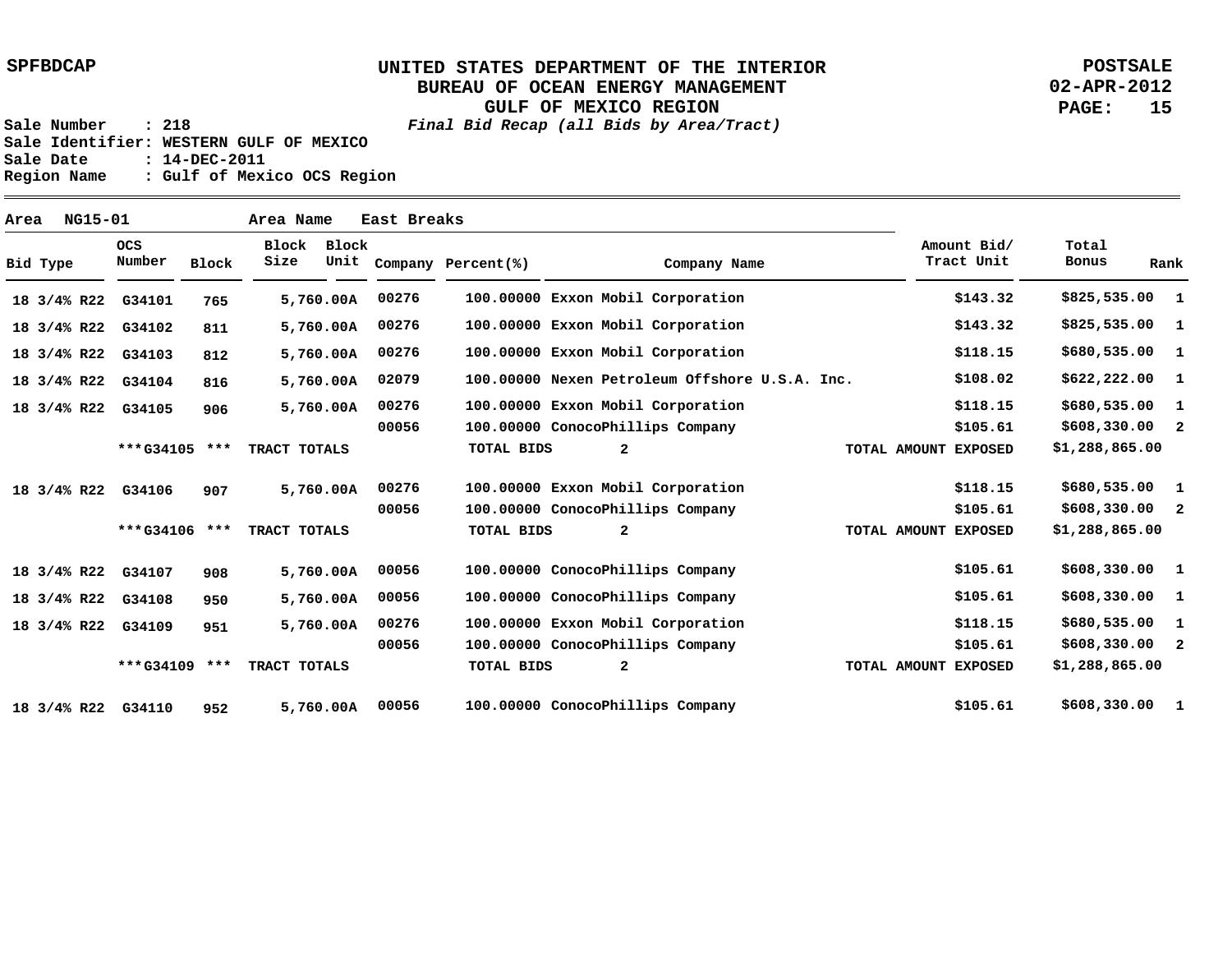**UNITED STATES DEPARTMENT OF THE INTERIOR**
**BUREAU OF OCEAN ENERGY MANAGEMENT**
**GULF OF MEXICO REGION**
***Final Bid Recap (all Bids by Area/Tract)***

SPFBDCAP

POSTSALE
02-APR-2012

Sale Number : 218
Sale Identifier: WESTERN GULF OF MEXICO
Sale Date : 14-DEC-2011
Region Name : Gulf of Mexico OCS Region

Area NG15-01 Area Name East Breaks

| Bid Type | OCS Number | Block | Block Size | Block Unit | Company | Percent(%) | Company Name | Amount Bid/ Tract Unit | Total Bonus | Rank |
|---|---|---|---|---|---|---|---|---|---|---|
| 18 3/4% R22 | G34101 | 765 | 5,760.00A | | 00276 | 100.00000 | Exxon Mobil Corporation | $143.32 | $825,535.00 | 1 |
| 18 3/4% R22 | G34102 | 811 | 5,760.00A | | 00276 | 100.00000 | Exxon Mobil Corporation | $143.32 | $825,535.00 | 1 |
| 18 3/4% R22 | G34103 | 812 | 5,760.00A | | 00276 | 100.00000 | Exxon Mobil Corporation | $118.15 | $680,535.00 | 1 |
| 18 3/4% R22 | G34104 | 816 | 5,760.00A | | 02079 | 100.00000 | Nexen Petroleum Offshore U.S.A. Inc. | $108.02 | $622,222.00 | 1 |
| 18 3/4% R22 | G34105 | 906 | 5,760.00A | | 00276 | 100.00000 | Exxon Mobil Corporation | $118.15 | $680,535.00 | 1 |
| | | | | | 00056 | 100.00000 | ConocoPhillips Company | $105.61 | $608,330.00 | 2 |
| | ***G34105 *** | | TRACT TOTALS | | | TOTAL BIDS | 2 | TOTAL AMOUNT EXPOSED | $1,288,865.00 | |
| 18 3/4% R22 | G34106 | 907 | 5,760.00A | | 00276 | 100.00000 | Exxon Mobil Corporation | $118.15 | $680,535.00 | 1 |
| | | | | | 00056 | 100.00000 | ConocoPhillips Company | $105.61 | $608,330.00 | 2 |
| | ***G34106 *** | | TRACT TOTALS | | | TOTAL BIDS | 2 | TOTAL AMOUNT EXPOSED | $1,288,865.00 | |
| 18 3/4% R22 | G34107 | 908 | 5,760.00A | | 00056 | 100.00000 | ConocoPhillips Company | $105.61 | $608,330.00 | 1 |
| 18 3/4% R22 | G34108 | 950 | 5,760.00A | | 00056 | 100.00000 | ConocoPhillips Company | $105.61 | $608,330.00 | 1 |
| 18 3/4% R22 | G34109 | 951 | 5,760.00A | | 00276 | 100.00000 | Exxon Mobil Corporation | $118.15 | $680,535.00 | 1 |
| | | | | | 00056 | 100.00000 | ConocoPhillips Company | $105.61 | $608,330.00 | 2 |
| | ***G34109 *** | | TRACT TOTALS | | | TOTAL BIDS | 2 | TOTAL AMOUNT EXPOSED | $1,288,865.00 | |
| 18 3/4% R22 | G34110 | 952 | 5,760.00A | | 00056 | 100.00000 | ConocoPhillips Company | $105.61 | $608,330.00 | 1 |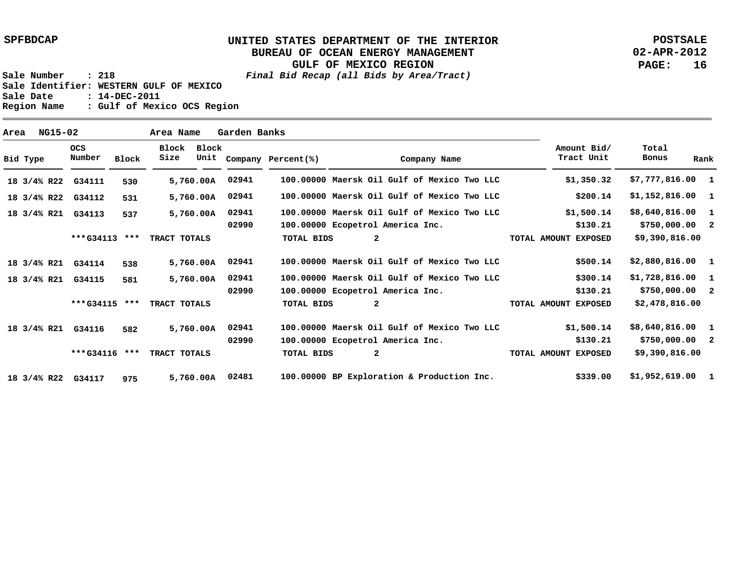UNITED STATES DEPARTMENT OF THE INTERIOR
BUREAU OF OCEAN ENERGY MANAGEMENT
GULF OF MEXICO REGION
*Final Bid Recap (all Bids by Area/Tract)*

SPFBDCAP

POSTSALE
02-APR-2012

Sale Number : 218
Sale Identifier: WESTERN GULF OF MEXICO
Sale Date : 14-DEC-2011
Region Name : Gulf of Mexico OCS Region

Area NG15-02 Area Name Garden Banks

| Bid Type | OCS Number | Block | Block Size | Block Unit | Company | Percent(%) | Company Name | Amount Bid/ Tract Unit | Total Bonus | Rank |
|---|---|---|---|---|---|---|---|---|---|---|
| 18 3/4% R22 | G34111 | 530 | 5,760.00A | | 02941 | 100.00000 | Maersk Oil Gulf of Mexico Two LLC | $1,350.32 | $7,777,816.00 | 1 |
| 18 3/4% R22 | G34112 | 531 | 5,760.00A | | 02941 | 100.00000 | Maersk Oil Gulf of Mexico Two LLC | $200.14 | $1,152,816.00 | 1 |
| 18 3/4% R21 | G34113 | 537 | 5,760.00A | | 02941 | 100.00000 | Maersk Oil Gulf of Mexico Two LLC | $1,500.14 | $8,640,816.00 | 1 |
| | | | | | 02990 | 100.00000 | Ecopetrol America Inc. | $130.21 | $750,000.00 | 2 |
| | ***G34113 *** | TRACT TOTALS | | | | TOTAL BIDS | 2 | TOTAL AMOUNT EXPOSED | $9,390,816.00 | |
| 18 3/4% R21 | G34114 | 538 | 5,760.00A | | 02941 | 100.00000 | Maersk Oil Gulf of Mexico Two LLC | $500.14 | $2,880,816.00 | 1 |
| 18 3/4% R21 | G34115 | 581 | 5,760.00A | | 02941 | 100.00000 | Maersk Oil Gulf of Mexico Two LLC | $300.14 | $1,728,816.00 | 1 |
| | | | | | 02990 | 100.00000 | Ecopetrol America Inc. | $130.21 | $750,000.00 | 2 |
| | ***G34115 *** | TRACT TOTALS | | | | TOTAL BIDS | 2 | TOTAL AMOUNT EXPOSED | $2,478,816.00 | |
| 18 3/4% R21 | G34116 | 582 | 5,760.00A | | 02941 | 100.00000 | Maersk Oil Gulf of Mexico Two LLC | $1,500.14 | $8,640,816.00 | 1 |
| | | | | | 02990 | 100.00000 | Ecopetrol America Inc. | $130.21 | $750,000.00 | 2 |
| | ***G34116 *** | TRACT TOTALS | | | | TOTAL BIDS | 2 | TOTAL AMOUNT EXPOSED | $9,390,816.00 | |
| 18 3/4% R22 | G34117 | 975 | 5,760.00A | | 02481 | 100.00000 | BP Exploration & Production Inc. | $339.00 | $1,952,619.00 | 1 |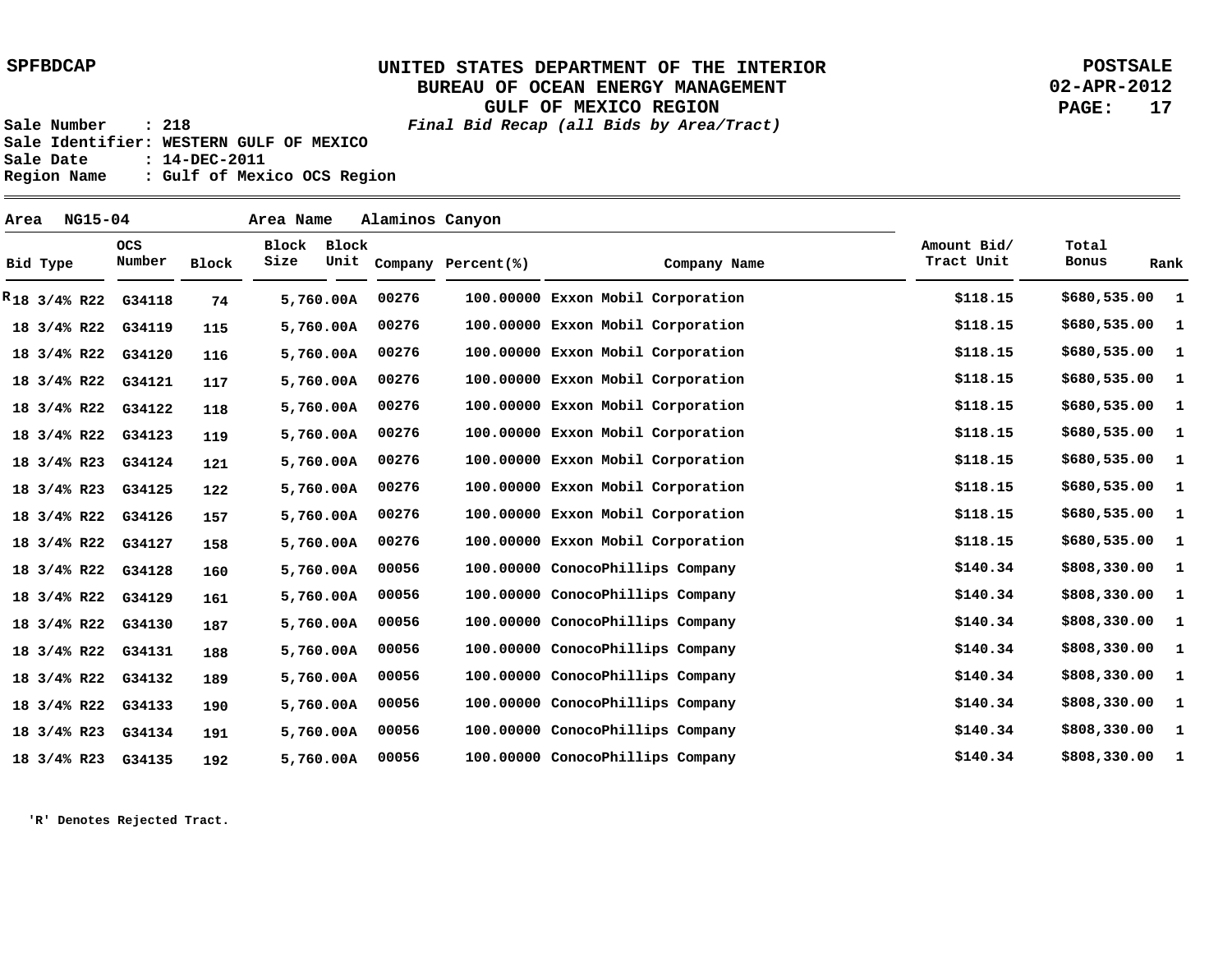SPFBDCAP

**UNITED STATES DEPARTMENT OF THE INTERIOR**
**BUREAU OF OCEAN ENERGY MANAGEMENT**
**GULF OF MEXICO REGION**
***Final Bid Recap (all Bids by Area/Tract)***

**POSTSALE**
**02-APR-2012**

Sale Number : 218
Sale Identifier: WESTERN GULF OF MEXICO
Sale Date : 14-DEC-2011
Region Name : Gulf of Mexico OCS Region

**Area** NG15-04 **Area Name** Alaminos Canyon

| Bid Type | OCS Number | Block | Block Size | Block Unit | Company | Percent(%) | Company Name | Amount Bid/ Tract Unit | Total Bonus | Rank |
|---|---|---|---|---|---|---|---|---|---|---|
| R 18 3/4% R22 | G34118 | 74 | 5,760.00A | | 00276 | 100.00000 | Exxon Mobil Corporation | $118.15 | $680,535.00 | 1 |
| 18 3/4% R22 | G34119 | 115 | 5,760.00A | | 00276 | 100.00000 | Exxon Mobil Corporation | $118.15 | $680,535.00 | 1 |
| 18 3/4% R22 | G34120 | 116 | 5,760.00A | | 00276 | 100.00000 | Exxon Mobil Corporation | $118.15 | $680,535.00 | 1 |
| 18 3/4% R22 | G34121 | 117 | 5,760.00A | | 00276 | 100.00000 | Exxon Mobil Corporation | $118.15 | $680,535.00 | 1 |
| 18 3/4% R22 | G34122 | 118 | 5,760.00A | | 00276 | 100.00000 | Exxon Mobil Corporation | $118.15 | $680,535.00 | 1 |
| 18 3/4% R22 | G34123 | 119 | 5,760.00A | | 00276 | 100.00000 | Exxon Mobil Corporation | $118.15 | $680,535.00 | 1 |
| 18 3/4% R23 | G34124 | 121 | 5,760.00A | | 00276 | 100.00000 | Exxon Mobil Corporation | $118.15 | $680,535.00 | 1 |
| 18 3/4% R23 | G34125 | 122 | 5,760.00A | | 00276 | 100.00000 | Exxon Mobil Corporation | $118.15 | $680,535.00 | 1 |
| 18 3/4% R22 | G34126 | 157 | 5,760.00A | | 00276 | 100.00000 | Exxon Mobil Corporation | $118.15 | $680,535.00 | 1 |
| 18 3/4% R22 | G34127 | 158 | 5,760.00A | | 00276 | 100.00000 | Exxon Mobil Corporation | $118.15 | $680,535.00 | 1 |
| 18 3/4% R22 | G34128 | 160 | 5,760.00A | | 00056 | 100.00000 | ConocoPhillips Company | $140.34 | $808,330.00 | 1 |
| 18 3/4% R22 | G34129 | 161 | 5,760.00A | | 00056 | 100.00000 | ConocoPhillips Company | $140.34 | $808,330.00 | 1 |
| 18 3/4% R22 | G34130 | 187 | 5,760.00A | | 00056 | 100.00000 | ConocoPhillips Company | $140.34 | $808,330.00 | 1 |
| 18 3/4% R22 | G34131 | 188 | 5,760.00A | | 00056 | 100.00000 | ConocoPhillips Company | $140.34 | $808,330.00 | 1 |
| 18 3/4% R22 | G34132 | 189 | 5,760.00A | | 00056 | 100.00000 | ConocoPhillips Company | $140.34 | $808,330.00 | 1 |
| 18 3/4% R22 | G34133 | 190 | 5,760.00A | | 00056 | 100.00000 | ConocoPhillips Company | $140.34 | $808,330.00 | 1 |
| 18 3/4% R23 | G34134 | 191 | 5,760.00A | | 00056 | 100.00000 | ConocoPhillips Company | $140.34 | $808,330.00 | 1 |
| 18 3/4% R23 | G34135 | 192 | 5,760.00A | | 00056 | 100.00000 | ConocoPhillips Company | $140.34 | $808,330.00 | 1 |

'R' Denotes Rejected Tract.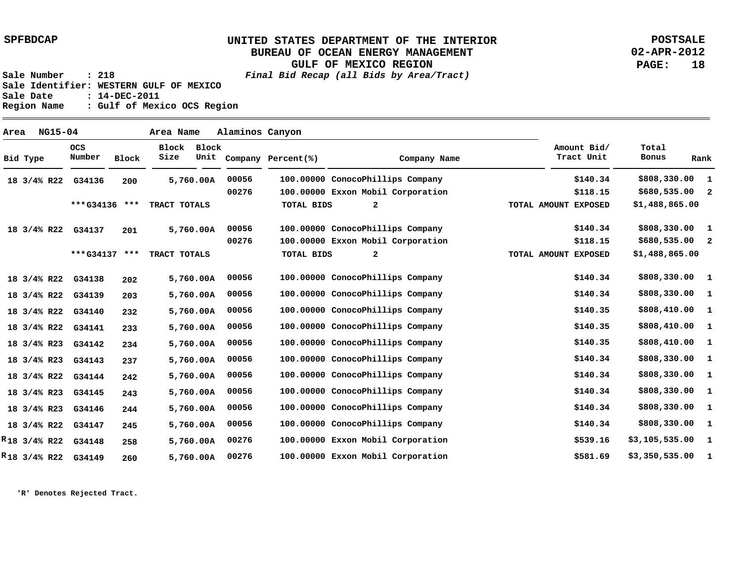**SPFBDCAP**

# UNITED STATES DEPARTMENT OF THE INTERIOR
## BUREAU OF OCEAN ENERGY MANAGEMENT
### GULF OF MEXICO REGION

***Final Bid Recap (all Bids by Area/Tract)***

**POSTSALE**
**02-APR-2012**

**Sale Number : 218**
**Sale Identifier: WESTERN GULF OF MEXICO**
**Sale Date : 14-DEC-2011**
**Region Name : Gulf of Mexico OCS Region**

**Area NG15-04 Area Name Alaminos Canyon**

| Bid Type | OCS Number | Block | Block Size | Block Unit | Company | Percent(%) | Company Name | Amount Bid/ Tract Unit | Total Bonus | Rank |
|---|---|---|---|---|---|---|---|---|---|---|
| 18 3/4% R22 | G34136 | 200 | 5,760.00A | | 00056 | 100.00000 | ConocoPhillips Company | $140.34 | $808,330.00 | 1 |
| | | | | | 00276 | 100.00000 | Exxon Mobil Corporation | $118.15 | $680,535.00 | 2 |
| | ***G34136 | *** | TRACT TOTALS | | | TOTAL BIDS | 2 | TOTAL AMOUNT EXPOSED | $1,488,865.00 | |
| 18 3/4% R22 | G34137 | 201 | 5,760.00A | | 00056 | 100.00000 | ConocoPhillips Company | $140.34 | $808,330.00 | 1 |
| | | | | | 00276 | 100.00000 | Exxon Mobil Corporation | $118.15 | $680,535.00 | 2 |
| | ***G34137 | *** | TRACT TOTALS | | | TOTAL BIDS | 2 | TOTAL AMOUNT EXPOSED | $1,488,865.00 | |
| 18 3/4% R22 | G34138 | 202 | 5,760.00A | | 00056 | 100.00000 | ConocoPhillips Company | $140.34 | $808,330.00 | 1 |
| 18 3/4% R22 | G34139 | 203 | 5,760.00A | | 00056 | 100.00000 | ConocoPhillips Company | $140.34 | $808,330.00 | 1 |
| 18 3/4% R22 | G34140 | 232 | 5,760.00A | | 00056 | 100.00000 | ConocoPhillips Company | $140.35 | $808,410.00 | 1 |
| 18 3/4% R22 | G34141 | 233 | 5,760.00A | | 00056 | 100.00000 | ConocoPhillips Company | $140.35 | $808,410.00 | 1 |
| 18 3/4% R23 | G34142 | 234 | 5,760.00A | | 00056 | 100.00000 | ConocoPhillips Company | $140.35 | $808,410.00 | 1 |
| 18 3/4% R23 | G34143 | 237 | 5,760.00A | | 00056 | 100.00000 | ConocoPhillips Company | $140.34 | $808,330.00 | 1 |
| 18 3/4% R22 | G34144 | 242 | 5,760.00A | | 00056 | 100.00000 | ConocoPhillips Company | $140.34 | $808,330.00 | 1 |
| 18 3/4% R23 | G34145 | 243 | 5,760.00A | | 00056 | 100.00000 | ConocoPhillips Company | $140.34 | $808,330.00 | 1 |
| 18 3/4% R23 | G34146 | 244 | 5,760.00A | | 00056 | 100.00000 | ConocoPhillips Company | $140.34 | $808,330.00 | 1 |
| 18 3/4% R22 | G34147 | 245 | 5,760.00A | | 00056 | 100.00000 | ConocoPhillips Company | $140.34 | $808,330.00 | 1 |
| R 18 3/4% R22 | G34148 | 258 | 5,760.00A | | 00276 | 100.00000 | Exxon Mobil Corporation | $539.16 | $3,105,535.00 | 1 |
| R 18 3/4% R22 | G34149 | 260 | 5,760.00A | | 00276 | 100.00000 | Exxon Mobil Corporation | $581.69 | $3,350,535.00 | 1 |

'R' Denotes Rejected Tract.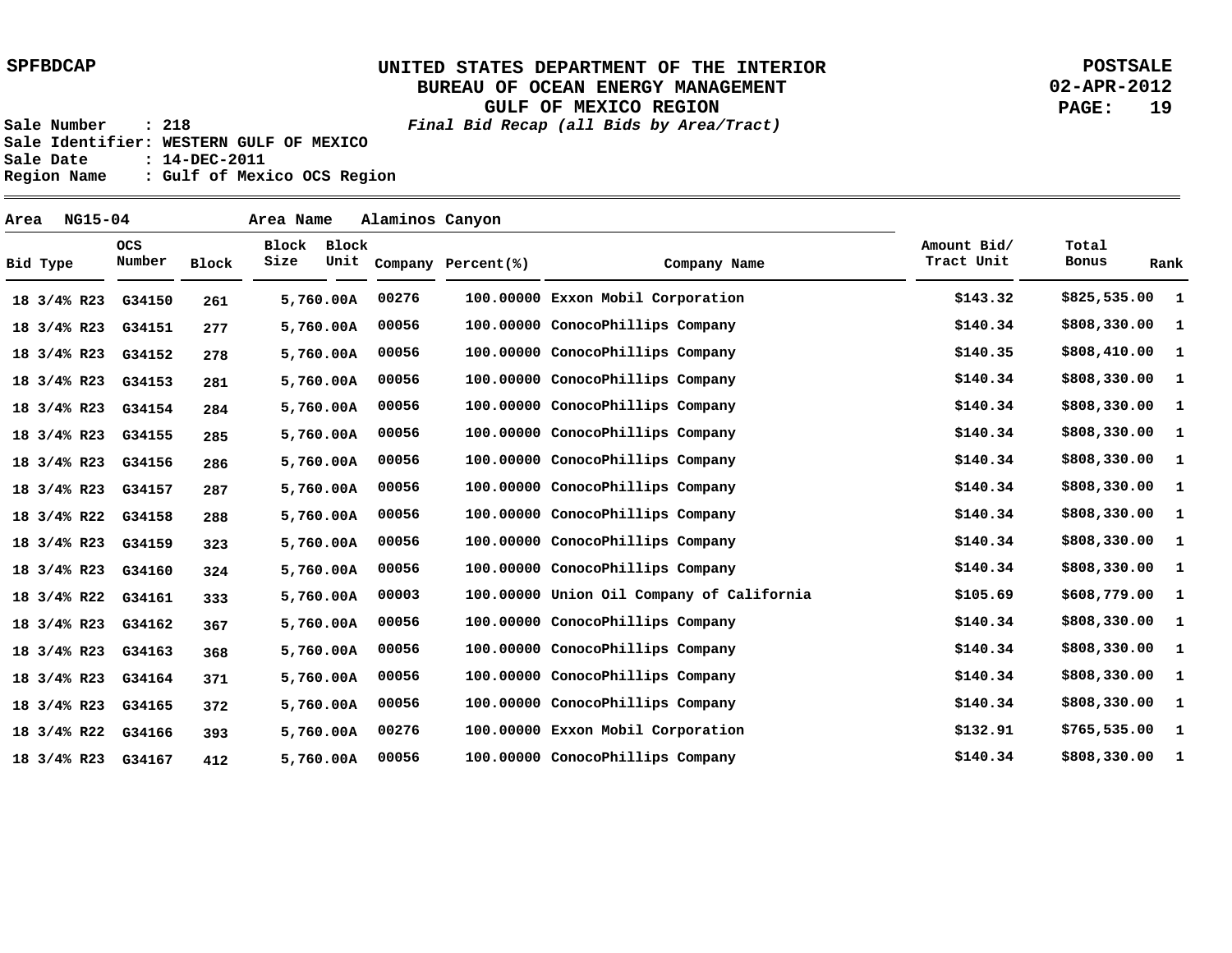SPFBDCAP

**UNITED STATES DEPARTMENT OF THE INTERIOR**
**BUREAU OF OCEAN ENERGY MANAGEMENT**
**GULF OF MEXICO REGION**
***Final Bid Recap (all Bids by Area/Tract)***

POSTSALE
02-APR-2012

Sale Number : 218
Sale Identifier: WESTERN GULF OF MEXICO
Sale Date : 14-DEC-2011
Region Name : Gulf of Mexico OCS Region

**Area** NG15-04 **Area Name** Alaminos Canyon

| Bid Type | OCS Number | Block | Block Size | Block Unit | Company | Percent(%) | Company Name | Amount Bid/ Tract Unit | Total Bonus | Rank |
|---|---|---|---|---|---|---|---|---|---|---|
| 18 3/4% R23 | G34150 | 261 | 5,760.00A | | 00276 | 100.00000 | Exxon Mobil Corporation | $143.32 | $825,535.00 | 1 |
| 18 3/4% R23 | G34151 | 277 | 5,760.00A | | 00056 | 100.00000 | ConocoPhillips Company | $140.34 | $808,330.00 | 1 |
| 18 3/4% R23 | G34152 | 278 | 5,760.00A | | 00056 | 100.00000 | ConocoPhillips Company | $140.35 | $808,410.00 | 1 |
| 18 3/4% R23 | G34153 | 281 | 5,760.00A | | 00056 | 100.00000 | ConocoPhillips Company | $140.34 | $808,330.00 | 1 |
| 18 3/4% R23 | G34154 | 284 | 5,760.00A | | 00056 | 100.00000 | ConocoPhillips Company | $140.34 | $808,330.00 | 1 |
| 18 3/4% R23 | G34155 | 285 | 5,760.00A | | 00056 | 100.00000 | ConocoPhillips Company | $140.34 | $808,330.00 | 1 |
| 18 3/4% R23 | G34156 | 286 | 5,760.00A | | 00056 | 100.00000 | ConocoPhillips Company | $140.34 | $808,330.00 | 1 |
| 18 3/4% R23 | G34157 | 287 | 5,760.00A | | 00056 | 100.00000 | ConocoPhillips Company | $140.34 | $808,330.00 | 1 |
| 18 3/4% R22 | G34158 | 288 | 5,760.00A | | 00056 | 100.00000 | ConocoPhillips Company | $140.34 | $808,330.00 | 1 |
| 18 3/4% R23 | G34159 | 323 | 5,760.00A | | 00056 | 100.00000 | ConocoPhillips Company | $140.34 | $808,330.00 | 1 |
| 18 3/4% R23 | G34160 | 324 | 5,760.00A | | 00056 | 100.00000 | ConocoPhillips Company | $140.34 | $808,330.00 | 1 |
| 18 3/4% R22 | G34161 | 333 | 5,760.00A | | 00003 | 100.00000 | Union Oil Company of California | $105.69 | $608,779.00 | 1 |
| 18 3/4% R23 | G34162 | 367 | 5,760.00A | | 00056 | 100.00000 | ConocoPhillips Company | $140.34 | $808,330.00 | 1 |
| 18 3/4% R23 | G34163 | 368 | 5,760.00A | | 00056 | 100.00000 | ConocoPhillips Company | $140.34 | $808,330.00 | 1 |
| 18 3/4% R23 | G34164 | 371 | 5,760.00A | | 00056 | 100.00000 | ConocoPhillips Company | $140.34 | $808,330.00 | 1 |
| 18 3/4% R23 | G34165 | 372 | 5,760.00A | | 00056 | 100.00000 | ConocoPhillips Company | $140.34 | $808,330.00 | 1 |
| 18 3/4% R22 | G34166 | 393 | 5,760.00A | | 00276 | 100.00000 | Exxon Mobil Corporation | $132.91 | $765,535.00 | 1 |
| 18 3/4% R23 | G34167 | 412 | 5,760.00A | | 00056 | 100.00000 | ConocoPhillips Company | $140.34 | $808,330.00 | 1 |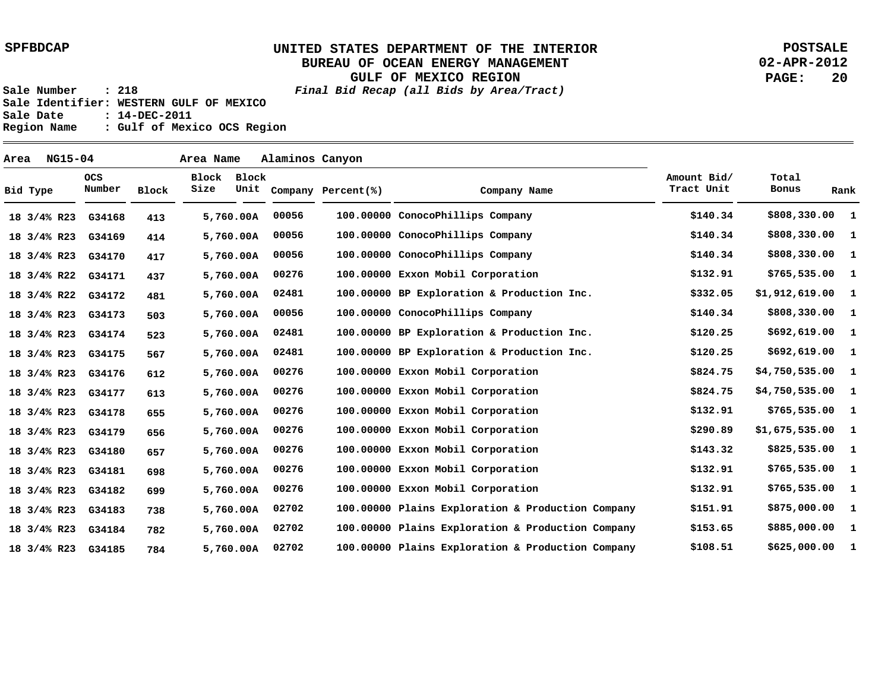**SPFBDCAP**

# UNITED STATES DEPARTMENT OF THE INTERIOR
## BUREAU OF OCEAN ENERGY MANAGEMENT
## GULF OF MEXICO REGION

***Final Bid Recap (all Bids by Area/Tract)***

**POSTSALE**
**02-APR-2012**

**Sale Number : 218**
**Sale Identifier: WESTERN GULF OF MEXICO**
**Sale Date : 14-DEC-2011**
**Region Name : Gulf of Mexico OCS Region**

**Area NG15-04 Area Name Alaminos Canyon**

| Bid Type | OCS Number | Block | Block Size | Block Unit | Company | Percent(%) | Company Name | Amount Bid/ Tract Unit | Total Bonus | Rank |
|---|---|---|---|---|---|---|---|---|---|---|
| 18 3/4% R23 | G34168 | 413 | 5,760.00A | | 00056 | 100.00000 | ConocoPhillips Company | $140.34 | $808,330.00 | 1 |
| 18 3/4% R23 | G34169 | 414 | 5,760.00A | | 00056 | 100.00000 | ConocoPhillips Company | $140.34 | $808,330.00 | 1 |
| 18 3/4% R23 | G34170 | 417 | 5,760.00A | | 00056 | 100.00000 | ConocoPhillips Company | $140.34 | $808,330.00 | 1 |
| 18 3/4% R22 | G34171 | 437 | 5,760.00A | | 00276 | 100.00000 | Exxon Mobil Corporation | $132.91 | $765,535.00 | 1 |
| 18 3/4% R22 | G34172 | 481 | 5,760.00A | | 02481 | 100.00000 | BP Exploration & Production Inc. | $332.05 | $1,912,619.00 | 1 |
| 18 3/4% R23 | G34173 | 503 | 5,760.00A | | 00056 | 100.00000 | ConocoPhillips Company | $140.34 | $808,330.00 | 1 |
| 18 3/4% R23 | G34174 | 523 | 5,760.00A | | 02481 | 100.00000 | BP Exploration & Production Inc. | $120.25 | $692,619.00 | 1 |
| 18 3/4% R23 | G34175 | 567 | 5,760.00A | | 02481 | 100.00000 | BP Exploration & Production Inc. | $120.25 | $692,619.00 | 1 |
| 18 3/4% R23 | G34176 | 612 | 5,760.00A | | 00276 | 100.00000 | Exxon Mobil Corporation | $824.75 | $4,750,535.00 | 1 |
| 18 3/4% R23 | G34177 | 613 | 5,760.00A | | 00276 | 100.00000 | Exxon Mobil Corporation | $824.75 | $4,750,535.00 | 1 |
| 18 3/4% R23 | G34178 | 655 | 5,760.00A | | 00276 | 100.00000 | Exxon Mobil Corporation | $132.91 | $765,535.00 | 1 |
| 18 3/4% R23 | G34179 | 656 | 5,760.00A | | 00276 | 100.00000 | Exxon Mobil Corporation | $290.89 | $1,675,535.00 | 1 |
| 18 3/4% R23 | G34180 | 657 | 5,760.00A | | 00276 | 100.00000 | Exxon Mobil Corporation | $143.32 | $825,535.00 | 1 |
| 18 3/4% R23 | G34181 | 698 | 5,760.00A | | 00276 | 100.00000 | Exxon Mobil Corporation | $132.91 | $765,535.00 | 1 |
| 18 3/4% R23 | G34182 | 699 | 5,760.00A | | 00276 | 100.00000 | Exxon Mobil Corporation | $132.91 | $765,535.00 | 1 |
| 18 3/4% R23 | G34183 | 738 | 5,760.00A | | 02702 | 100.00000 | Plains Exploration & Production Company | $151.91 | $875,000.00 | 1 |
| 18 3/4% R23 | G34184 | 782 | 5,760.00A | | 02702 | 100.00000 | Plains Exploration & Production Company | $153.65 | $885,000.00 | 1 |
| 18 3/4% R23 | G34185 | 784 | 5,760.00A | | 02702 | 100.00000 | Plains Exploration & Production Company | $108.51 | $625,000.00 | 1 |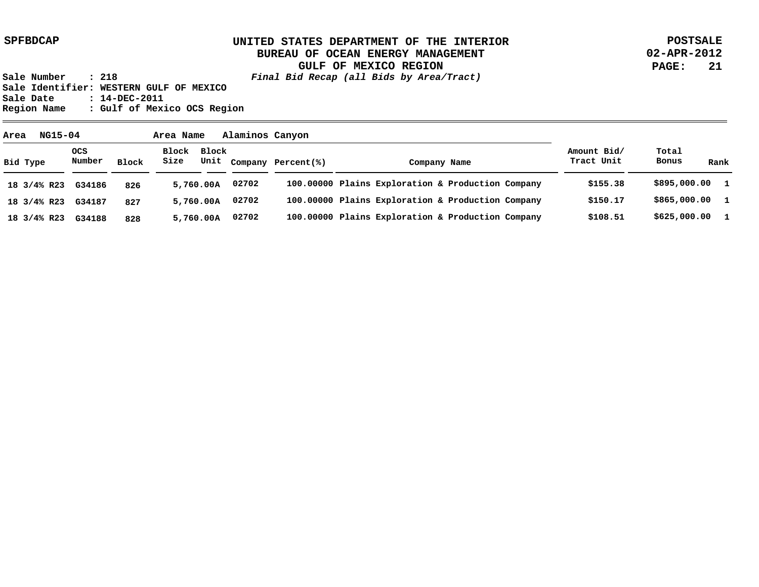SPFBDCAP

# UNITED STATES DEPARTMENT OF THE INTERIOR
## BUREAU OF OCEAN ENERGY MANAGEMENT
## GULF OF MEXICO REGION

*Final Bid Recap (all Bids by Area/Tract)*

POSTSALE
02-APR-2012

**Sale Number** : 218
**Sale Identifier:** WESTERN GULF OF MEXICO
**Sale Date** : 14-DEC-2011
**Region Name** : Gulf of Mexico OCS Region

**Area** NG15-04 **Area Name** Alaminos Canyon

| Bid Type | OCS Number | Block | Block Size | Block Unit | Company | Percent(%) | Company Name | Amount Bid/ Tract Unit | Total Bonus | Rank |
|---|---|---|---|---|---|---|---|---|---|---|
| 18 3/4% R23 | G34186 | 826 | 5,760.00A | | 02702 | 100.00000 | Plains Exploration & Production Company | $155.38 | $895,000.00 | 1 |
| 18 3/4% R23 | G34187 | 827 | 5,760.00A | | 02702 | 100.00000 | Plains Exploration & Production Company | $150.17 | $865,000.00 | 1 |
| 18 3/4% R23 | G34188 | 828 | 5,760.00A | | 02702 | 100.00000 | Plains Exploration & Production Company | $108.51 | $625,000.00 | 1 |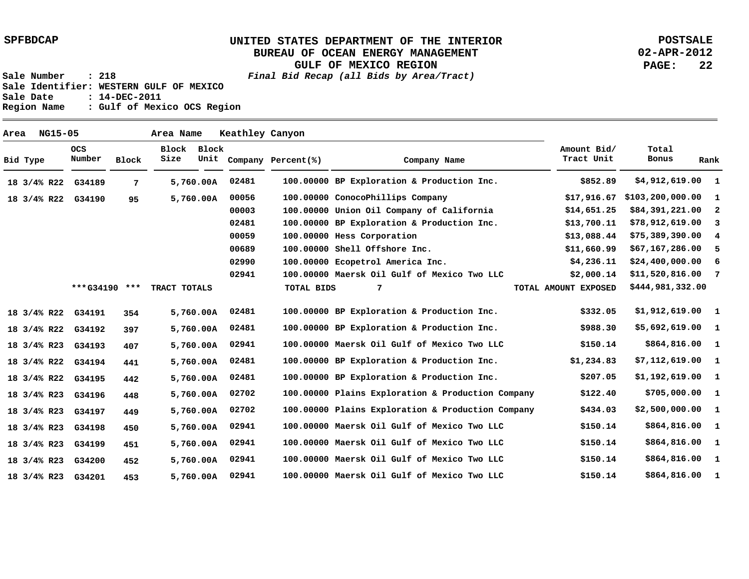UNITED STATES DEPARTMENT OF THE INTERIOR
BUREAU OF OCEAN ENERGY MANAGEMENT
GULF OF MEXICO REGION
*Final Bid Recap (all Bids by Area/Tract)*

SPFBDCAP | POSTSALE | 02-APR-2012

Sale Number : 218
Sale Identifier: WESTERN GULF OF MEXICO
Sale Date : 14-DEC-2011
Region Name : Gulf of Mexico OCS Region

**Area NG15-05 Area Name Keathley Canyon**

| Bid Type | OCS Number | Block | Block Size | Block Unit | Company | Percent(%) | Company Name | Amount Bid/ Tract Unit | Total Bonus | Rank |
|---|---|---|---|---|---|---|---|---|---|---|
| 18 3/4% R22 | G34189 | 7 | 5,760.00 | A | 02481 | 100.00000 | BP Exploration & Production Inc. | $852.89 | $4,912,619.00 | 1 |
| 18 3/4% R22 | G34190 | 95 | 5,760.00 | A | 00056 | 100.00000 | ConocoPhillips Company | $17,916.67 | $103,200,000.00 | 1 |
| | | | | | 00003 | 100.00000 | Union Oil Company of California | $14,651.25 | $84,391,221.00 | 2 |
| | | | | | 02481 | 100.00000 | BP Exploration & Production Inc. | $13,700.11 | $78,912,619.00 | 3 |
| | | | | | 00059 | 100.00000 | Hess Corporation | $13,088.44 | $75,389,390.00 | 4 |
| | | | | | 00689 | 100.00000 | Shell Offshore Inc. | $11,660.99 | $67,167,286.00 | 5 |
| | | | | | 02990 | 100.00000 | Ecopetrol America Inc. | $4,236.11 | $24,400,000.00 | 6 |
| | | | | | 02941 | 100.00000 | Maersk Oil Gulf of Mexico Two LLC | $2,000.14 | $11,520,816.00 | 7 |
| | ***G34190 *** | | TRACT TOTALS | | | TOTAL BIDS | 7 | TOTAL AMOUNT EXPOSED | $444,981,332.00 | |
| 18 3/4% R22 | G34191 | 354 | 5,760.00 | A | 02481 | 100.00000 | BP Exploration & Production Inc. | $332.05 | $1,912,619.00 | 1 |
| 18 3/4% R22 | G34192 | 397 | 5,760.00 | A | 02481 | 100.00000 | BP Exploration & Production Inc. | $988.30 | $5,692,619.00 | 1 |
| 18 3/4% R23 | G34193 | 407 | 5,760.00 | A | 02941 | 100.00000 | Maersk Oil Gulf of Mexico Two LLC | $150.14 | $864,816.00 | 1 |
| 18 3/4% R22 | G34194 | 441 | 5,760.00 | A | 02481 | 100.00000 | BP Exploration & Production Inc. | $1,234.83 | $7,112,619.00 | 1 |
| 18 3/4% R22 | G34195 | 442 | 5,760.00 | A | 02481 | 100.00000 | BP Exploration & Production Inc. | $207.05 | $1,192,619.00 | 1 |
| 18 3/4% R23 | G34196 | 448 | 5,760.00 | A | 02702 | 100.00000 | Plains Exploration & Production Company | $122.40 | $705,000.00 | 1 |
| 18 3/4% R23 | G34197 | 449 | 5,760.00 | A | 02702 | 100.00000 | Plains Exploration & Production Company | $434.03 | $2,500,000.00 | 1 |
| 18 3/4% R23 | G34198 | 450 | 5,760.00 | A | 02941 | 100.00000 | Maersk Oil Gulf of Mexico Two LLC | $150.14 | $864,816.00 | 1 |
| 18 3/4% R23 | G34199 | 451 | 5,760.00 | A | 02941 | 100.00000 | Maersk Oil Gulf of Mexico Two LLC | $150.14 | $864,816.00 | 1 |
| 18 3/4% R23 | G34200 | 452 | 5,760.00 | A | 02941 | 100.00000 | Maersk Oil Gulf of Mexico Two LLC | $150.14 | $864,816.00 | 1 |
| 18 3/4% R23 | G34201 | 453 | 5,760.00 | A | 02941 | 100.00000 | Maersk Oil Gulf of Mexico Two LLC | $150.14 | $864,816.00 | 1 |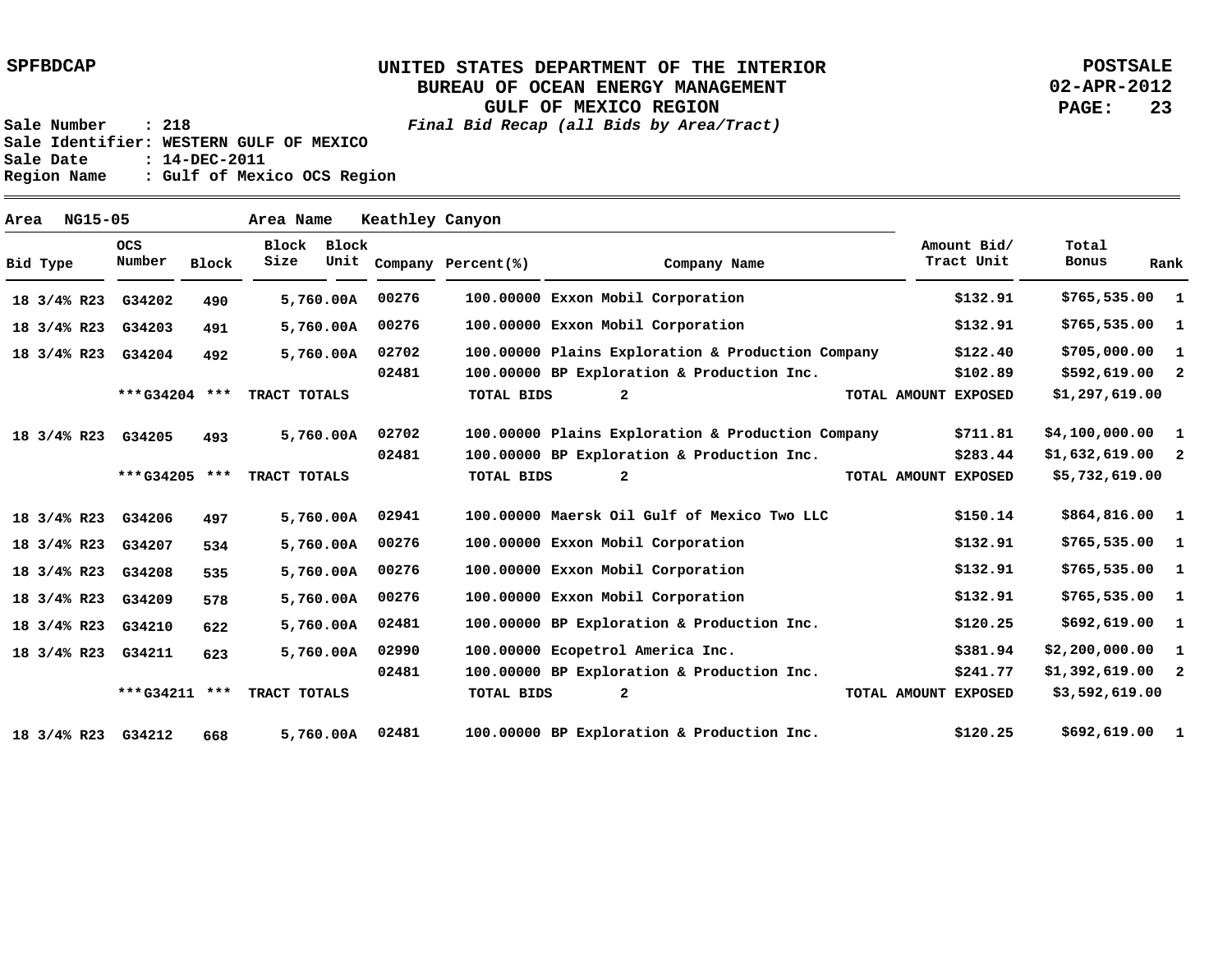UNITED STATES DEPARTMENT OF THE INTERIOR
BUREAU OF OCEAN ENERGY MANAGEMENT
GULF OF MEXICO REGION
*Final Bid Recap (all Bids by Area/Tract)*

SPFBDCAP — POSTSALE — 02-APR-2012

Sale Number : 218
Sale Identifier: WESTERN GULF OF MEXICO
Sale Date : 14-DEC-2011
Region Name : Gulf of Mexico OCS Region

Area NG15-05 — Area Name Keathley Canyon

| Bid Type | OCS Number | Block | Block Size | Block Unit | Company | Percent(%) | Company Name | Amount Bid/ Tract Unit | Total Bonus | Rank |
|---|---|---|---|---|---|---|---|---|---|---|
| 18 3/4% R23 | G34202 | 490 | 5,760.00A | | 00276 | 100.00000 | Exxon Mobil Corporation | $132.91 | $765,535.00 | 1 |
| 18 3/4% R23 | G34203 | 491 | 5,760.00A | | 00276 | 100.00000 | Exxon Mobil Corporation | $132.91 | $765,535.00 | 1 |
| 18 3/4% R23 | G34204 | 492 | 5,760.00A | | 02702 | 100.00000 | Plains Exploration & Production Company | $122.40 | $705,000.00 | 1 |
| | | | | | 02481 | 100.00000 | BP Exploration & Production Inc. | $102.89 | $592,619.00 | 2 |
| | ***G34204 *** | TRACT TOTALS | | | | TOTAL BIDS | 2 | TOTAL AMOUNT EXPOSED | $1,297,619.00 | |
| 18 3/4% R23 | G34205 | 493 | 5,760.00A | | 02702 | 100.00000 | Plains Exploration & Production Company | $711.81 | $4,100,000.00 | 1 |
| | | | | | 02481 | 100.00000 | BP Exploration & Production Inc. | $283.44 | $1,632,619.00 | 2 |
| | ***G34205 *** | TRACT TOTALS | | | | TOTAL BIDS | 2 | TOTAL AMOUNT EXPOSED | $5,732,619.00 | |
| 18 3/4% R23 | G34206 | 497 | 5,760.00A | | 02941 | 100.00000 | Maersk Oil Gulf of Mexico Two LLC | $150.14 | $864,816.00 | 1 |
| 18 3/4% R23 | G34207 | 534 | 5,760.00A | | 00276 | 100.00000 | Exxon Mobil Corporation | $132.91 | $765,535.00 | 1 |
| 18 3/4% R23 | G34208 | 535 | 5,760.00A | | 00276 | 100.00000 | Exxon Mobil Corporation | $132.91 | $765,535.00 | 1 |
| 18 3/4% R23 | G34209 | 578 | 5,760.00A | | 00276 | 100.00000 | Exxon Mobil Corporation | $132.91 | $765,535.00 | 1 |
| 18 3/4% R23 | G34210 | 622 | 5,760.00A | | 02481 | 100.00000 | BP Exploration & Production Inc. | $120.25 | $692,619.00 | 1 |
| 18 3/4% R23 | G34211 | 623 | 5,760.00A | | 02990 | 100.00000 | Ecopetrol America Inc. | $381.94 | $2,200,000.00 | 1 |
| | | | | | 02481 | 100.00000 | BP Exploration & Production Inc. | $241.77 | $1,392,619.00 | 2 |
| | ***G34211 *** | TRACT TOTALS | | | | TOTAL BIDS | 2 | TOTAL AMOUNT EXPOSED | $3,592,619.00 | |
| 18 3/4% R23 | G34212 | 668 | 5,760.00A | | 02481 | 100.00000 | BP Exploration & Production Inc. | $120.25 | $692,619.00 | 1 |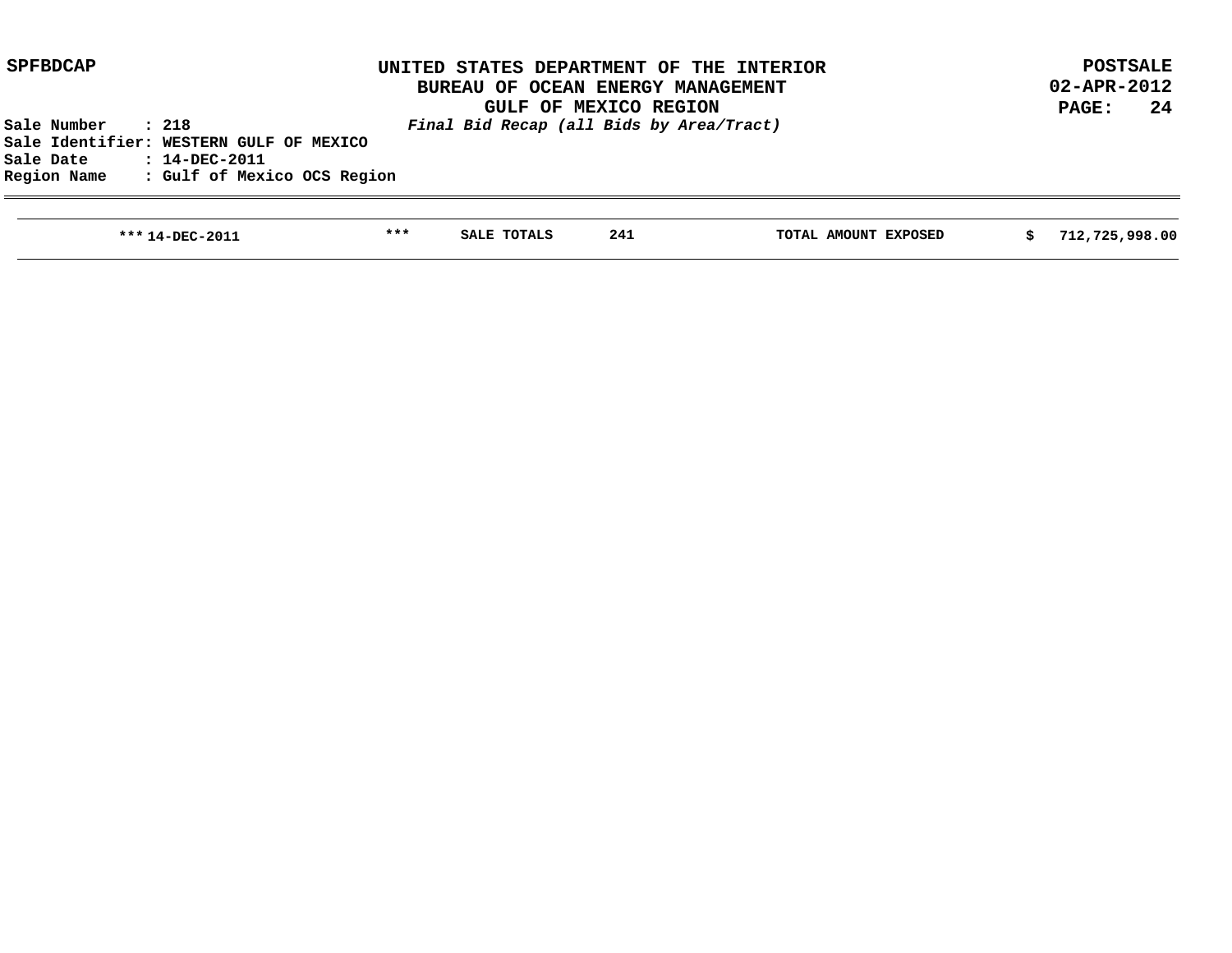SPFBDCAP

**UNITED STATES DEPARTMENT OF THE INTERIOR**
**BUREAU OF OCEAN ENERGY MANAGEMENT**
**GULF OF MEXICO REGION**
***Final Bid Recap (all Bids by Area/Tract)***

POSTSALE
02-APR-2012

Sale Number : 218
Sale Identifier: WESTERN GULF OF MEXICO
Sale Date : 14-DEC-2011
Region Name : Gulf of Mexico OCS Region

| | | | | | |
|---|---|---|---|---|---|
| *** 14-DEC-2011 | *** | SALE TOTALS | 241 | TOTAL AMOUNT EXPOSED | $ 712,725,998.00 |